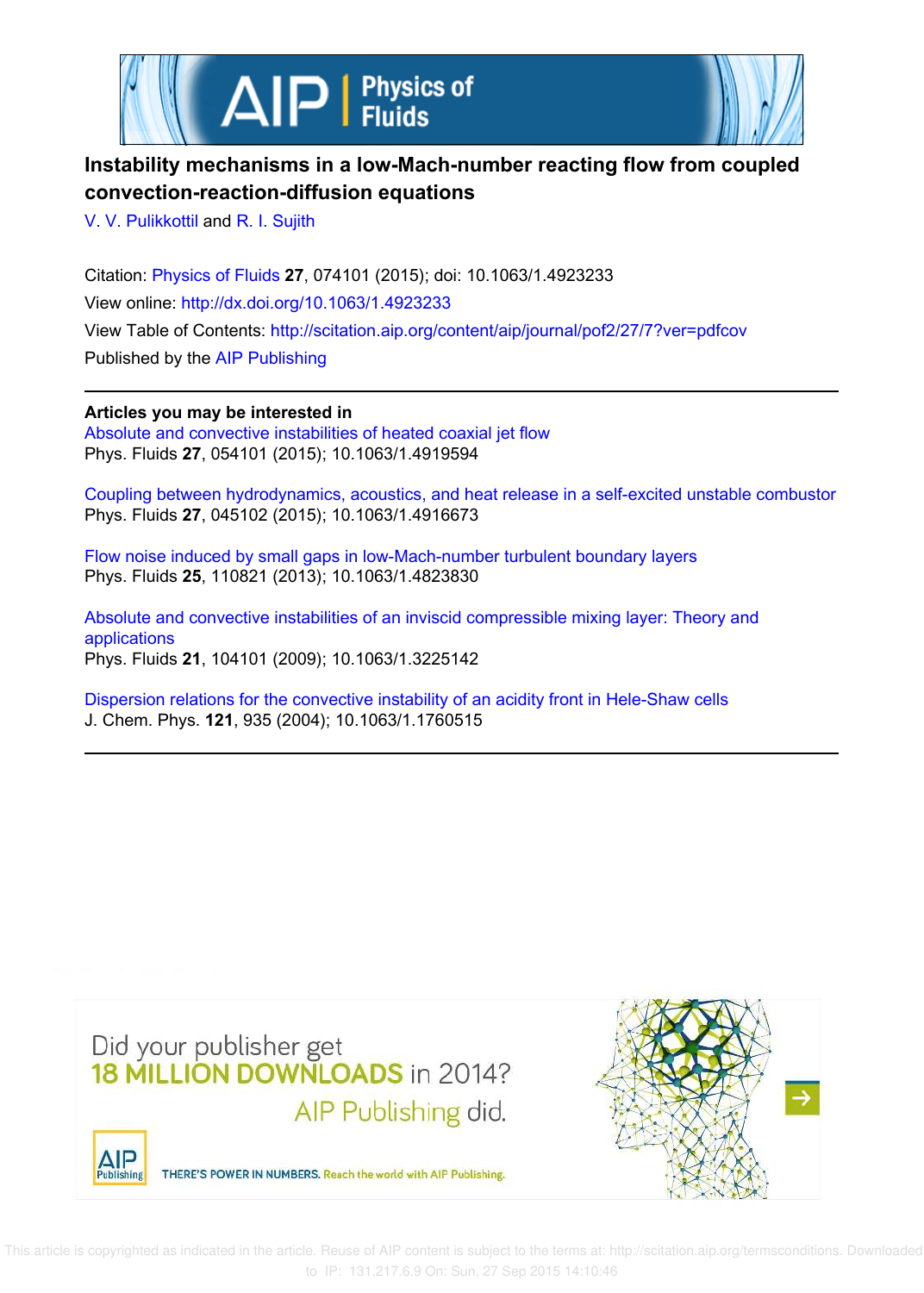# Instability mechanisms in a low-Mach-number reacting flow from coupled convection-reaction-diffusion equations

V. V. Pulikkottil and R. I. Sujith

Citation: Physics of Fluids **27**, 074101 (2015); doi: 10.1063/1.4923233

View online: http://dx.doi.org/10.1063/1.4923233

View Table of Contents: http://scitation.aip.org/content/aip/journal/pof2/27/7?ver=pdfcov

Published by the AIP Publishing

**Articles you may be interested in**

Absolute and convective instabilities of heated coaxial jet flow
Phys. Fluids **27**, 054101 (2015); 10.1063/1.4919594

Coupling between hydrodynamics, acoustics, and heat release in a self-excited unstable combustor
Phys. Fluids **27**, 045102 (2015); 10.1063/1.4916673

Flow noise induced by small gaps in low-Mach-number turbulent boundary layers
Phys. Fluids **25**, 110821 (2013); 10.1063/1.4823830

Absolute and convective instabilities of an inviscid compressible mixing layer: Theory and applications
Phys. Fluids **21**, 104101 (2009); 10.1063/1.3225142

Dispersion relations for the convective instability of an acidity front in Hele-Shaw cells
J. Chem. Phys. **121**, 935 (2004); 10.1063/1.1760515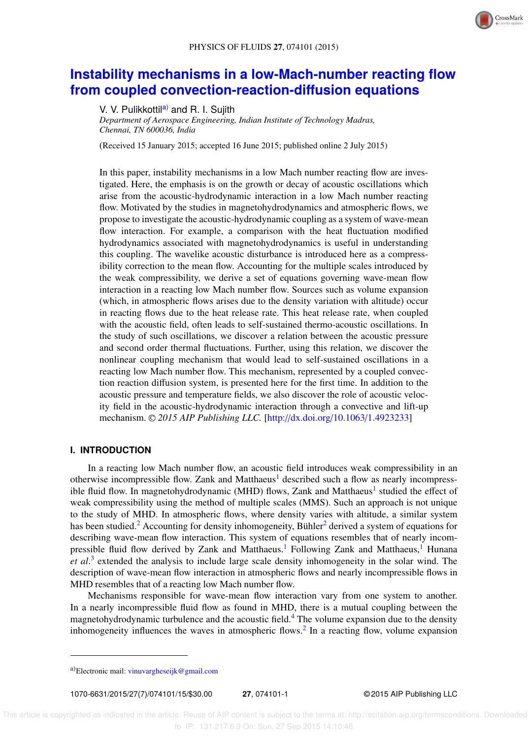# Instability mechanisms in a low-Mach-number reacting flow from coupled convection-reaction-diffusion equations

V. V. Pulikkottil[a] and R. I. Sujith

*Department of Aerospace Engineering, Indian Institute of Technology Madras, Chennai, TN 600036, India*

(Received 15 January 2015; accepted 16 June 2015; published online 2 July 2015)

In this paper, instability mechanisms in a low Mach number reacting flow are investigated. Here, the emphasis is on the growth or decay of acoustic oscillations which arise from the acoustic-hydrodynamic interaction in a low Mach number reacting flow. Motivated by the studies in magnetohydrodynamics and atmospheric flows, we propose to investigate the acoustic-hydrodynamic coupling as a system of wave-mean flow interaction. For example, a comparison with the heat fluctuation modified hydrodynamics associated with magnetohydrodynamics is useful in understanding this coupling. The wavelike acoustic disturbance is introduced here as a compressibility correction to the mean flow. Accounting for the multiple scales introduced by the weak compressibility, we derive a set of equations governing wave-mean flow interaction in a reacting low Mach number flow. Sources such as volume expansion (which, in atmospheric flows arises due to the density variation with altitude) occur in reacting flows due to the heat release rate. This heat release rate, when coupled with the acoustic field, often leads to self-sustained thermo-acoustic oscillations. In the study of such oscillations, we discover a relation between the acoustic pressure and second order thermal fluctuations. Further, using this relation, we discover the nonlinear coupling mechanism that would lead to self-sustained oscillations in a reacting low Mach number flow. This mechanism, represented by a coupled convection reaction diffusion system, is presented here for the first time. In addition to the acoustic pressure and temperature fields, we also discover the role of acoustic velocity field in the acoustic-hydrodynamic interaction through a convective and lift-up mechanism. © *2015 AIP Publishing LLC.* [http://dx.doi.org/10.1063/1.4923233]

## I. INTRODUCTION

In a reacting low Mach number flow, an acoustic field introduces weak compressibility in an otherwise incompressible flow. Zank and Matthaeus[1] described such a flow as nearly incompressible fluid flow. In magnetohydrodynamic (MHD) flows, Zank and Matthaeus[1] studied the effect of weak compressibility using the method of multiple scales (MMS). Such an approach is not unique to the study of MHD. In atmospheric flows, where density varies with altitude, a similar system has been studied.[2] Accounting for density inhomogeneity, Bühler[2] derived a system of equations for describing wave-mean flow interaction. This system of equations resembles that of nearly incompressible fluid flow derived by Zank and Matthaeus.[1] Following Zank and Matthaeus,[1] Hunana *et al.*[3] extended the analysis to include large scale density inhomogeneity in the solar wind. The description of wave-mean flow interaction in atmospheric flows and nearly incompressible flows in MHD resembles that of a reacting low Mach number flow.

Mechanisms responsible for wave-mean flow interaction vary from one system to another. In a nearly incompressible fluid flow as found in MHD, there is a mutual coupling between the magnetohydrodynamic turbulence and the acoustic field.[4] The volume expansion due to the density inhomogeneity influences the waves in atmospheric flows.[2] In a reacting flow, volume expansion

[a] Electronic mail: vinuvargheseijk@gmail.com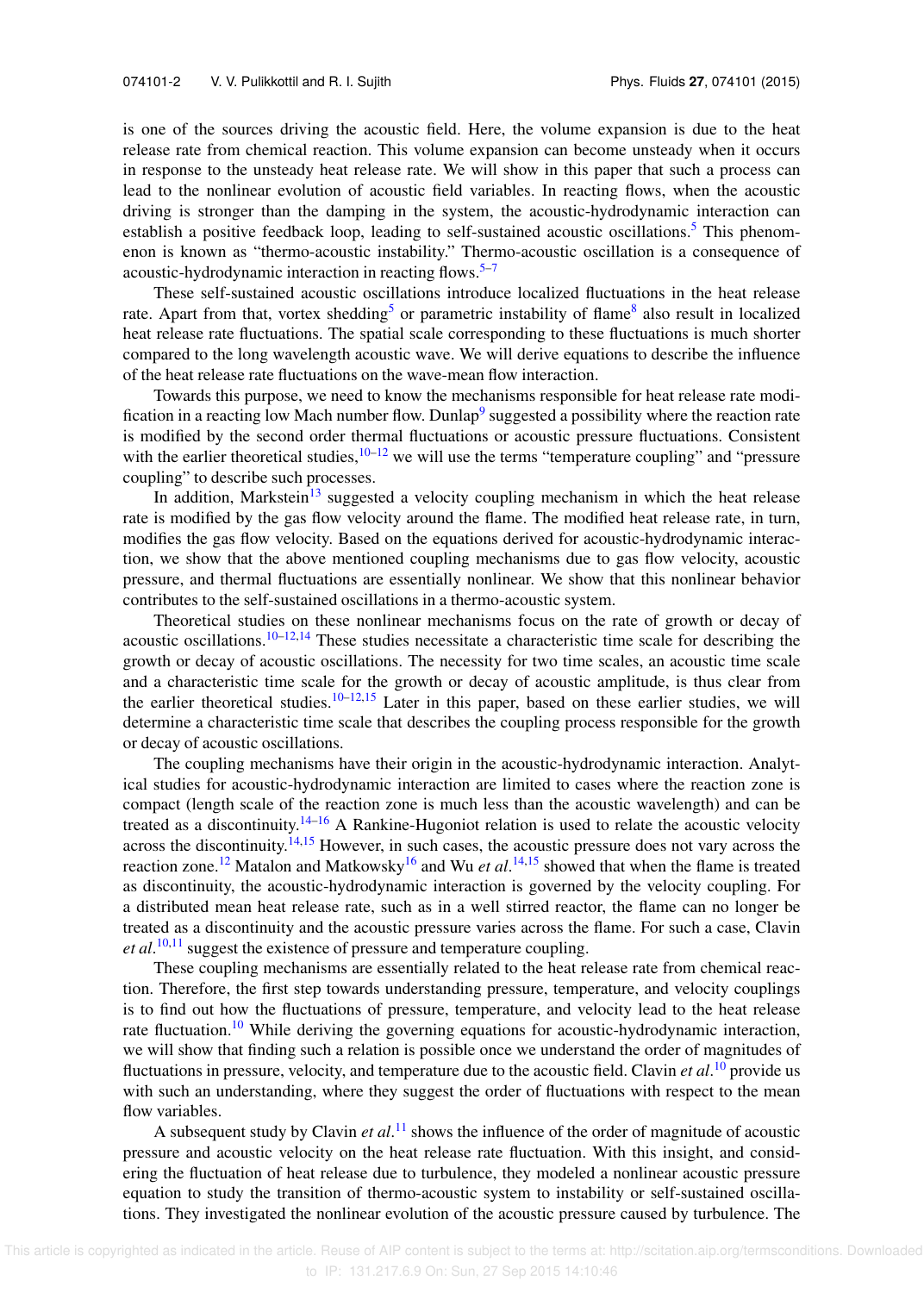is one of the sources driving the acoustic field. Here, the volume expansion is due to the heat release rate from chemical reaction. This volume expansion can become unsteady when it occurs in response to the unsteady heat release rate. We will show in this paper that such a process can lead to the nonlinear evolution of acoustic field variables. In reacting flows, when the acoustic driving is stronger than the damping in the system, the acoustic-hydrodynamic interaction can establish a positive feedback loop, leading to self-sustained acoustic oscillations.[5] This phenomenon is known as "thermo-acoustic instability." Thermo-acoustic oscillation is a consequence of acoustic-hydrodynamic interaction in reacting flows.[5–7]

These self-sustained acoustic oscillations introduce localized fluctuations in the heat release rate. Apart from that, vortex shedding[5] or parametric instability of flame[8] also result in localized heat release rate fluctuations. The spatial scale corresponding to these fluctuations is much shorter compared to the long wavelength acoustic wave. We will derive equations to describe the influence of the heat release rate fluctuations on the wave-mean flow interaction.

Towards this purpose, we need to know the mechanisms responsible for heat release rate modification in a reacting low Mach number flow. Dunlap[9] suggested a possibility where the reaction rate is modified by the second order thermal fluctuations or acoustic pressure fluctuations. Consistent with the earlier theoretical studies,[10–12] we will use the terms "temperature coupling" and "pressure coupling" to describe such processes.

In addition, Markstein[13] suggested a velocity coupling mechanism in which the heat release rate is modified by the gas flow velocity around the flame. The modified heat release rate, in turn, modifies the gas flow velocity. Based on the equations derived for acoustic-hydrodynamic interaction, we show that the above mentioned coupling mechanisms due to gas flow velocity, acoustic pressure, and thermal fluctuations are essentially nonlinear. We show that this nonlinear behavior contributes to the self-sustained oscillations in a thermo-acoustic system.

Theoretical studies on these nonlinear mechanisms focus on the rate of growth or decay of acoustic oscillations.[10–12,14] These studies necessitate a characteristic time scale for describing the growth or decay of acoustic oscillations. The necessity for two time scales, an acoustic time scale and a characteristic time scale for the growth or decay of acoustic amplitude, is thus clear from the earlier theoretical studies.[10–12,15] Later in this paper, based on these earlier studies, we will determine a characteristic time scale that describes the coupling process responsible for the growth or decay of acoustic oscillations.

The coupling mechanisms have their origin in the acoustic-hydrodynamic interaction. Analytical studies for acoustic-hydrodynamic interaction are limited to cases where the reaction zone is compact (length scale of the reaction zone is much less than the acoustic wavelength) and can be treated as a discontinuity.[14–16] A Rankine-Hugoniot relation is used to relate the acoustic velocity across the discontinuity.[14,15] However, in such cases, the acoustic pressure does not vary across the reaction zone.[12] Matalon and Matkowsky[16] and Wu *et al*.[14,15] showed that when the flame is treated as discontinuity, the acoustic-hydrodynamic interaction is governed by the velocity coupling. For a distributed mean heat release rate, such as in a well stirred reactor, the flame can no longer be treated as a discontinuity and the acoustic pressure varies across the flame. For such a case, Clavin *et al*.[10,11] suggest the existence of pressure and temperature coupling.

These coupling mechanisms are essentially related to the heat release rate from chemical reaction. Therefore, the first step towards understanding pressure, temperature, and velocity couplings is to find out how the fluctuations of pressure, temperature, and velocity lead to the heat release rate fluctuation.[10] While deriving the governing equations for acoustic-hydrodynamic interaction, we will show that finding such a relation is possible once we understand the order of magnitudes of fluctuations in pressure, velocity, and temperature due to the acoustic field. Clavin *et al*.[10] provide us with such an understanding, where they suggest the order of fluctuations with respect to the mean flow variables.

A subsequent study by Clavin *et al*.[11] shows the influence of the order of magnitude of acoustic pressure and acoustic velocity on the heat release rate fluctuation. With this insight, and considering the fluctuation of heat release due to turbulence, they modeled a nonlinear acoustic pressure equation to study the transition of thermo-acoustic system to instability or self-sustained oscillations. They investigated the nonlinear evolution of the acoustic pressure caused by turbulence. The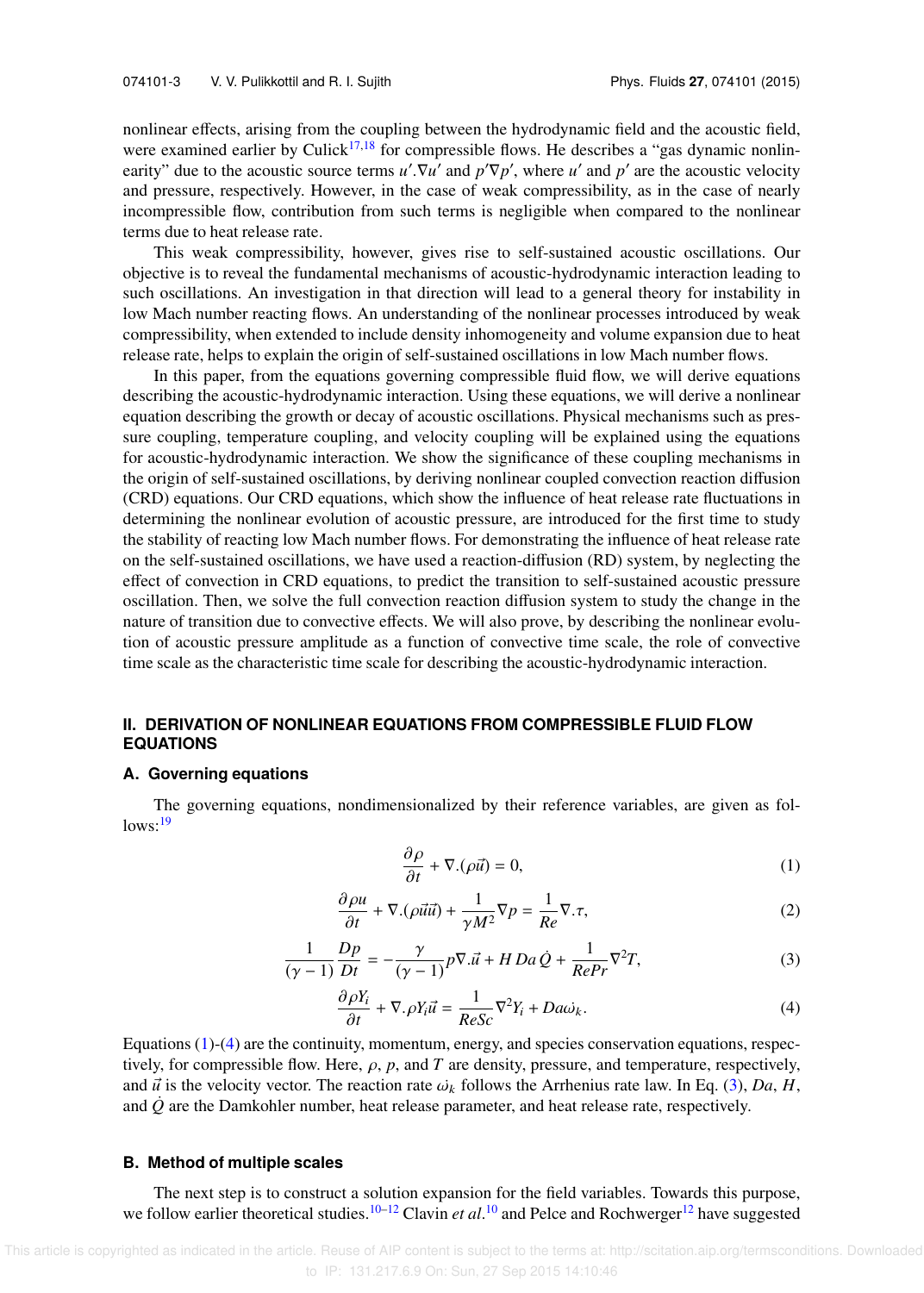nonlinear effects, arising from the coupling between the hydrodynamic field and the acoustic field, were examined earlier by Culick[17,18] for compressible flows. He describes a "gas dynamic nonlinearity" due to the acoustic source terms $u'.\nabla u'$ and $p'\nabla p'$, where $u'$ and $p'$ are the acoustic velocity and pressure, respectively. However, in the case of weak compressibility, as in the case of nearly incompressible flow, contribution from such terms is negligible when compared to the nonlinear terms due to heat release rate.

This weak compressibility, however, gives rise to self-sustained acoustic oscillations. Our objective is to reveal the fundamental mechanisms of acoustic-hydrodynamic interaction leading to such oscillations. An investigation in that direction will lead to a general theory for instability in low Mach number reacting flows. An understanding of the nonlinear processes introduced by weak compressibility, when extended to include density inhomogeneity and volume expansion due to heat release rate, helps to explain the origin of self-sustained oscillations in low Mach number flows.

In this paper, from the equations governing compressible fluid flow, we will derive equations describing the acoustic-hydrodynamic interaction. Using these equations, we will derive a nonlinear equation describing the growth or decay of acoustic oscillations. Physical mechanisms such as pressure coupling, temperature coupling, and velocity coupling will be explained using the equations for acoustic-hydrodynamic interaction. We show the significance of these coupling mechanisms in the origin of self-sustained oscillations, by deriving nonlinear coupled convection reaction diffusion (CRD) equations. Our CRD equations, which show the influence of heat release rate fluctuations in determining the nonlinear evolution of acoustic pressure, are introduced for the first time to study the stability of reacting low Mach number flows. For demonstrating the influence of heat release rate on the self-sustained oscillations, we have used a reaction-diffusion (RD) system, by neglecting the effect of convection in CRD equations, to predict the transition to self-sustained acoustic pressure oscillation. Then, we solve the full convection reaction diffusion system to study the change in the nature of transition due to convective effects. We will also prove, by describing the nonlinear evolution of acoustic pressure amplitude as a function of convective time scale, the role of convective time scale as the characteristic time scale for describing the acoustic-hydrodynamic interaction.

## II. DERIVATION OF NONLINEAR EQUATIONS FROM COMPRESSIBLE FLUID FLOW EQUATIONS

### A. Governing equations

The governing equations, nondimensionalized by their reference variables, are given as follows:[19]

$$\frac{\partial \rho}{\partial t} + \nabla.(\rho \vec{u}) = 0, \tag{1}$$

$$\frac{\partial \rho u}{\partial t} + \nabla.(\rho \vec{u}\vec{u}) + \frac{1}{\gamma M^2}\nabla p = \frac{1}{Re}\nabla.\tau, \tag{2}$$

$$\frac{1}{(\gamma - 1)}\frac{Dp}{Dt} = -\frac{\gamma}{(\gamma - 1)}p\nabla.\vec{u} + H\,Da\,\dot{Q} + \frac{1}{RePr}\nabla^2 T, \tag{3}$$

$$\frac{\partial \rho Y_i}{\partial t} + \nabla.\rho Y_i \vec{u} = \frac{1}{ReSc}\nabla^2 Y_i + Da\dot{\omega}_k. \tag{4}$$

Equations (1)-(4) are the continuity, momentum, energy, and species conservation equations, respectively, for compressible flow. Here, $\rho$, $p$, and $T$ are density, pressure, and temperature, respectively, and $\vec{u}$ is the velocity vector. The reaction rate $\dot{\omega}_k$ follows the Arrhenius rate law. In Eq. (3), $Da$, $H$, and $\dot{Q}$ are the Damkohler number, heat release parameter, and heat release rate, respectively.

### B. Method of multiple scales

The next step is to construct a solution expansion for the field variables. Towards this purpose, we follow earlier theoretical studies.[10–12] Clavin *et al.*[10] and Pelce and Rochwerger[12] have suggested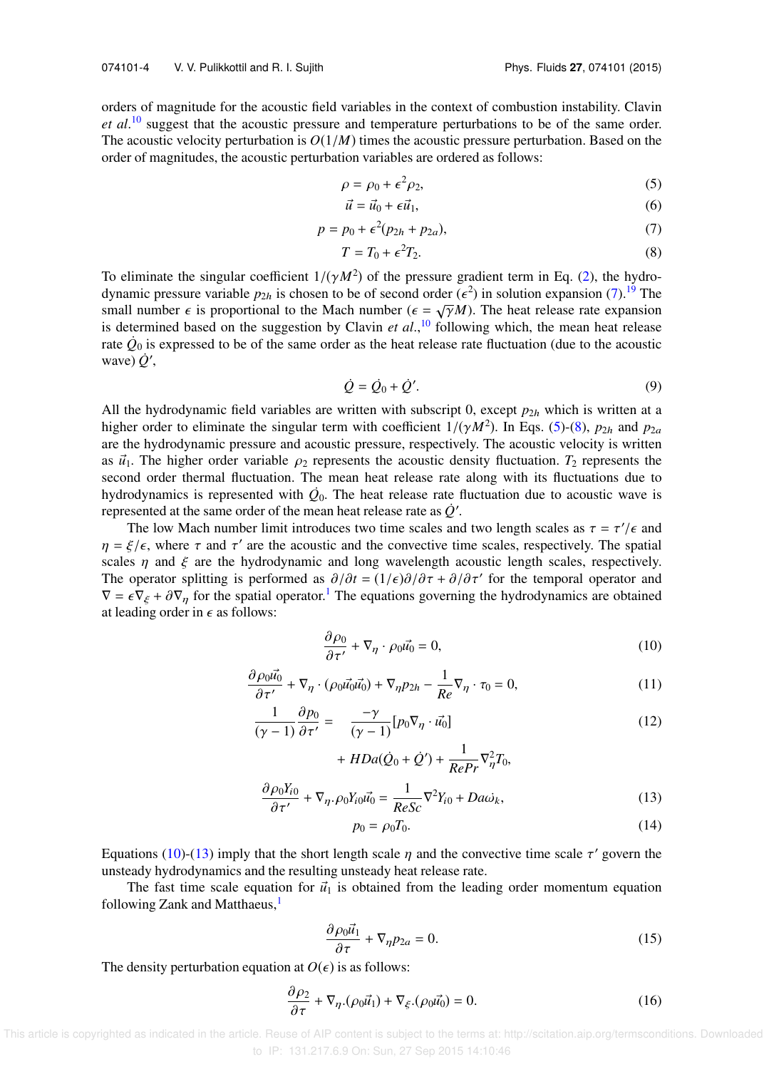orders of magnitude for the acoustic field variables in the context of combustion instability. Clavin *et al.*[10] suggest that the acoustic pressure and temperature perturbations to be of the same order. The acoustic velocity perturbation is $O(1/M)$ times the acoustic pressure perturbation. Based on the order of magnitudes, the acoustic perturbation variables are ordered as follows:

$$\rho = \rho_0 + \epsilon^2 \rho_2, \tag{5}$$

$$\vec{u} = \vec{u}_0 + \epsilon \vec{u}_1, \tag{6}$$

$$p = p_0 + \epsilon^2 (p_{2h} + p_{2a}), \tag{7}$$

$$T = T_0 + \epsilon^2 T_2. \tag{8}$$

To eliminate the singular coefficient $1/(\gamma M^2)$ of the pressure gradient term in Eq. (2), the hydrodynamic pressure variable $p_{2h}$ is chosen to be of second order ($\epsilon^2$) in solution expansion (7).[19] The small number $\epsilon$ is proportional to the Mach number ($\epsilon = \sqrt{\gamma} M$). The heat release rate expansion is determined based on the suggestion by Clavin *et al.*,[10] following which, the mean heat release rate $\dot{Q}_0$ is expressed to be of the same order as the heat release rate fluctuation (due to the acoustic wave) $\dot{Q}'$,

$$\dot{Q} = \dot{Q}_0 + \dot{Q}'. \tag{9}$$

All the hydrodynamic field variables are written with subscript 0, except $p_{2h}$ which is written at a higher order to eliminate the singular term with coefficient $1/(\gamma M^2)$. In Eqs. (5)-(8), $p_{2h}$ and $p_{2a}$ are the hydrodynamic pressure and acoustic pressure, respectively. The acoustic velocity is written as $\vec{u}_1$. The higher order variable $\rho_2$ represents the acoustic density fluctuation. $T_2$ represents the second order thermal fluctuation. The mean heat release rate along with its fluctuations due to hydrodynamics is represented with $\dot{Q}_0$. The heat release rate fluctuation due to acoustic wave is represented at the same order of the mean heat release rate as $\dot{Q}'$.

The low Mach number limit introduces two time scales and two length scales as $\tau = \tau'/\epsilon$ and $\eta = \xi/\epsilon$, where $\tau$ and $\tau'$ are the acoustic and the convective time scales, respectively. The spatial scales $\eta$ and $\xi$ are the hydrodynamic and long wavelength acoustic length scales, respectively. The operator splitting is performed as $\partial/\partial t = (1/\epsilon)\partial/\partial\tau + \partial/\partial\tau'$ for the temporal operator and $\nabla = \epsilon\nabla_\xi + \partial\nabla_\eta$ for the spatial operator.[1] The equations governing the hydrodynamics are obtained at leading order in $\epsilon$ as follows:

$$\frac{\partial \rho_0}{\partial \tau'} + \nabla_\eta \cdot \rho_0 \vec{u}_0 = 0, \tag{10}$$

$$\frac{\partial \rho_0 \vec{u}_0}{\partial \tau'} + \nabla_\eta \cdot (\rho_0 \vec{u}_0 \vec{u}_0) + \nabla_\eta p_{2h} - \frac{1}{Re}\nabla_\eta \cdot \tau_0 = 0, \tag{11}$$

$$\frac{1}{(\gamma - 1)}\frac{\partial p_0}{\partial \tau'} = \frac{-\gamma}{(\gamma - 1)}[p_0 \nabla_\eta \cdot \vec{u}_0] + HDa(\dot{Q}_0 + \dot{Q}') + \frac{1}{RePr}\nabla_\eta^2 T_0, \tag{12}$$

$$\frac{\partial \rho_0 Y_{i0}}{\partial \tau'} + \nabla_\eta . \rho_0 Y_{i0} \vec{u}_0 = \frac{1}{ReSc}\nabla^2 Y_{i0} + Da\dot{\omega}_k, \tag{13}$$

$$p_0 = \rho_0 T_0. \tag{14}$$

Equations (10)-(13) imply that the short length scale $\eta$ and the convective time scale $\tau'$ govern the unsteady hydrodynamics and the resulting unsteady heat release rate.

The fast time scale equation for $\vec{u}_1$ is obtained from the leading order momentum equation following Zank and Matthaeus,[1]

$$\frac{\partial \rho_0 \vec{u}_1}{\partial \tau} + \nabla_\eta p_{2a} = 0. \tag{15}$$

The density perturbation equation at $O(\epsilon)$ is as follows:

$$\frac{\partial \rho_2}{\partial \tau} + \nabla_\eta . (\rho_0 \vec{u}_1) + \nabla_\xi . (\rho_0 \vec{u}_0) = 0. \tag{16}$$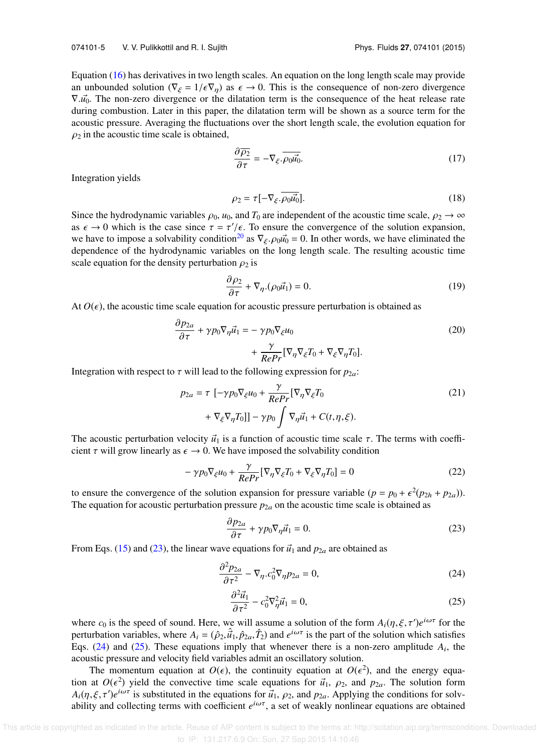Equation (16) has derivatives in two length scales. An equation on the long length scale may provide an unbounded solution ($\nabla_\xi = 1/\epsilon \nabla_\eta$) as $\epsilon \to 0$. This is the consequence of non-zero divergence $\nabla.\vec{u}_0$. The non-zero divergence or the dilatation term is the consequence of the heat release rate during combustion. Later in this paper, the dilatation term will be shown as a source term for the acoustic pressure. Averaging the fluctuations over the short length scale, the evolution equation for $\rho_2$ in the acoustic time scale is obtained,

$$\frac{\partial \overline{\rho_2}}{\partial \tau} = -\nabla_\xi.\overline{\rho_0 \vec{u}_0}. \tag{17}$$

Integration yields

$$\rho_2 = \tau[-\nabla_\xi.\overline{\rho_0 \vec{u}_0}]. \tag{18}$$

Since the hydrodynamic variables $\rho_0$, $u_0$, and $T_0$ are independent of the acoustic time scale, $\rho_2 \to \infty$ as $\epsilon \to 0$ which is the case since $\tau = \tau'/\epsilon$. To ensure the convergence of the solution expansion, we have to impose a solvability condition[20] as $\nabla_\xi.\rho_0 \vec{u}_0 = 0$. In other words, we have eliminated the dependence of the hydrodynamic variables on the long length scale. The resulting acoustic time scale equation for the density perturbation $\rho_2$ is

$$\frac{\partial \rho_2}{\partial \tau} + \nabla_\eta.(\rho_0 \vec{u}_1) = 0. \tag{19}$$

At $O(\epsilon)$, the acoustic time scale equation for acoustic pressure perturbation is obtained as

$$\begin{aligned}\frac{\partial p_{2a}}{\partial \tau} + \gamma p_0 \nabla_\eta \vec{u}_1 = & - \gamma p_0 \nabla_\xi u_0 \\ & + \frac{\gamma}{RePr}[\nabla_\eta \nabla_\xi T_0 + \nabla_\xi \nabla_\eta T_0].\end{aligned} \tag{20}$$

Integration with respect to $\tau$ will lead to the following expression for $p_{2a}$:

$$\begin{aligned}p_{2a} = \tau\ & [-\gamma p_0 \nabla_\xi u_0 + \frac{\gamma}{RePr}[\nabla_\eta \nabla_\xi T_0 \\ & + \nabla_\xi \nabla_\eta T_0]] - \gamma p_0 \int \nabla_\eta \vec{u}_1 + C(t, \eta, \xi).\end{aligned} \tag{21}$$

The acoustic perturbation velocity $\vec{u}_1$ is a function of acoustic time scale $\tau$. The terms with coefficient $\tau$ will grow linearly as $\epsilon \to 0$. We have imposed the solvability condition

$$-\gamma p_0 \nabla_\xi u_0 + \frac{\gamma}{RePr}[\nabla_\eta \nabla_\xi T_0 + \nabla_\xi \nabla_\eta T_0] = 0 \tag{22}$$

to ensure the convergence of the solution expansion for pressure variable ($p = p_0 + \epsilon^2(p_{2h} + p_{2a})$). The equation for acoustic perturbation pressure $p_{2a}$ on the acoustic time scale is obtained as

$$\frac{\partial p_{2a}}{\partial \tau} + \gamma p_0 \nabla_\eta \vec{u}_1 = 0. \tag{23}$$

From Eqs. (15) and (23), the linear wave equations for $\vec{u}_1$ and $p_{2a}$ are obtained as

$$\frac{\partial^2 p_{2a}}{\partial \tau^2} - \nabla_\eta.c_0^2 \nabla_\eta p_{2a} = 0, \tag{24}$$

$$\frac{\partial^2 \vec{u}_1}{\partial \tau^2} - c_0^2 \nabla_\eta^2 \vec{u}_1 = 0, \tag{25}$$

where $c_0$ is the speed of sound. Here, we will assume a solution of the form $A_i(\eta, \xi, \tau')e^{i\omega\tau}$ for the perturbation variables, where $A_i = (\hat{\rho}_2, \hat{\vec{u}}_1, \hat{p}_{2a}, \hat{T}_2)$ and $e^{i\omega\tau}$ is the part of the solution which satisfies Eqs. (24) and (25). These equations imply that whenever there is a non-zero amplitude $A_i$, the acoustic pressure and velocity field variables admit an oscillatory solution.

The momentum equation at $O(\epsilon)$, the continuity equation at $O(\epsilon^2)$, and the energy equation at $O(\epsilon^2)$ yield the convective time scale equations for $\vec{u}_1$, $\rho_2$, and $p_{2a}$. The solution form $A_i(\eta, \xi, \tau')e^{i\omega\tau}$ is substituted in the equations for $\vec{u}_1$, $\rho_2$, and $p_{2a}$. Applying the conditions for solvability and collecting terms with coefficient $e^{i\omega\tau}$, a set of weakly nonlinear equations are obtained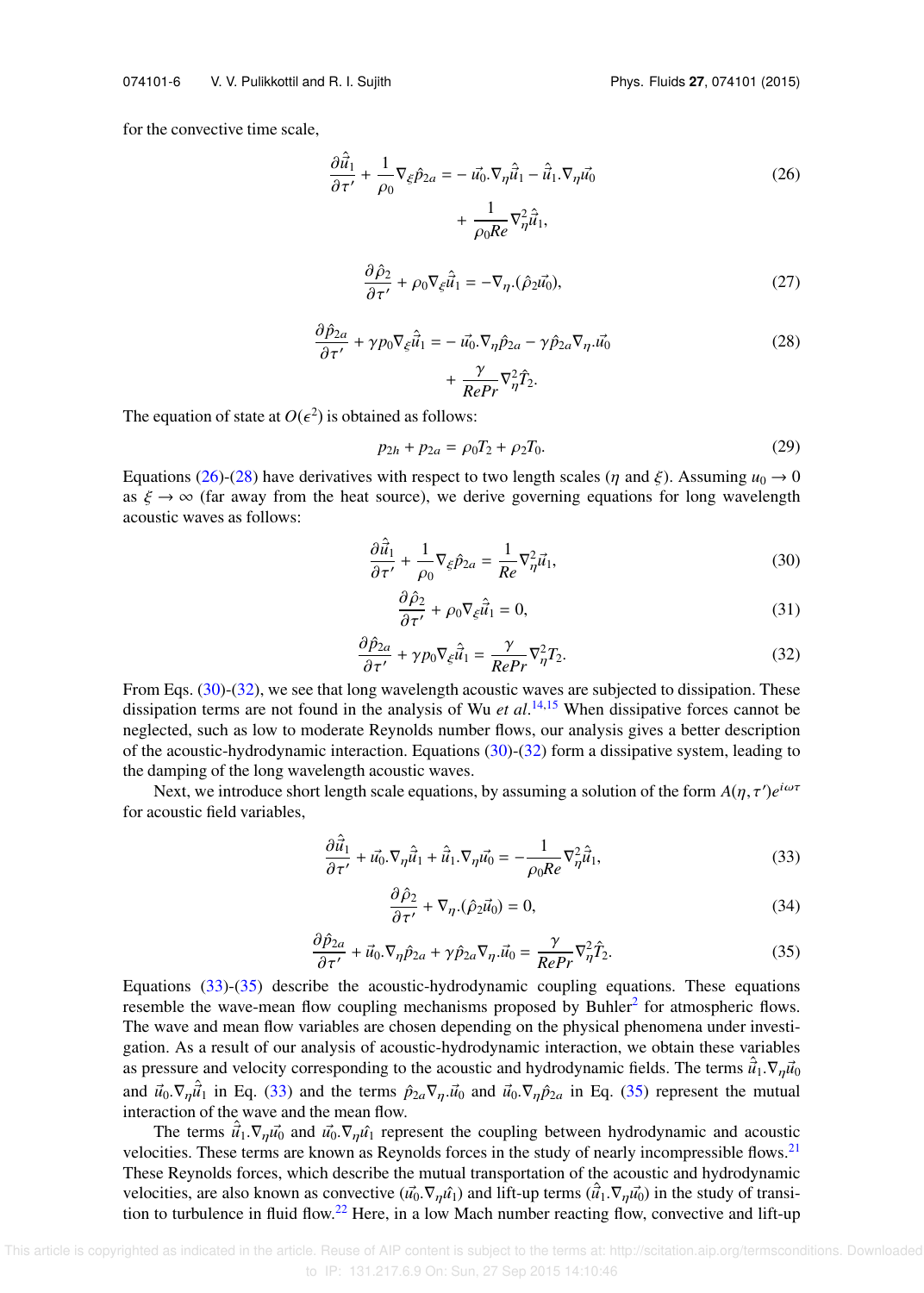for the convective time scale,

$$\frac{\partial \hat{\vec{u}}_1}{\partial \tau'} + \frac{1}{\rho_0}\nabla_\xi \hat{p}_{2a} = -\vec{u}_0.\nabla_\eta \hat{\vec{u}}_1 - \hat{\vec{u}}_1.\nabla_\eta \vec{u}_0 + \frac{1}{\rho_0 Re}\nabla_\eta^2 \hat{\vec{u}}_1, \tag{26}$$

$$\frac{\partial \hat{\rho}_2}{\partial \tau'} + \rho_0 \nabla_\xi \hat{\vec{u}}_1 = -\nabla_\eta.(\hat{\rho}_2 \vec{u}_0), \tag{27}$$

$$\frac{\partial \hat{p}_{2a}}{\partial \tau'} + \gamma p_0 \nabla_\xi \hat{\vec{u}}_1 = -\vec{u}_0.\nabla_\eta \hat{p}_{2a} - \gamma \hat{p}_{2a}\nabla_\eta.\vec{u}_0 + \frac{\gamma}{RePr}\nabla_\eta^2 \hat{T}_2. \tag{28}$$

The equation of state at $O(\epsilon^2)$ is obtained as follows:

$$p_{2h} + p_{2a} = \rho_0 T_2 + \rho_2 T_0. \tag{29}$$

Equations (26)-(28) have derivatives with respect to two length scales ($\eta$ and $\xi$). Assuming $u_0 \to 0$ as $\xi \to \infty$ (far away from the heat source), we derive governing equations for long wavelength acoustic waves as follows:

$$\frac{\partial \hat{\vec{u}}_1}{\partial \tau'} + \frac{1}{\rho_0}\nabla_\xi \hat{p}_{2a} = \frac{1}{Re}\nabla_\eta^2 \vec{u}_1, \tag{30}$$

$$\frac{\partial \hat{\rho}_2}{\partial \tau'} + \rho_0 \nabla_\xi \hat{\vec{u}}_1 = 0, \tag{31}$$

$$\frac{\partial \hat{p}_{2a}}{\partial \tau'} + \gamma p_0 \nabla_\xi \hat{\vec{u}}_1 = \frac{\gamma}{RePr}\nabla_\eta^2 T_2. \tag{32}$$

From Eqs. (30)-(32), we see that long wavelength acoustic waves are subjected to dissipation. These dissipation terms are not found in the analysis of Wu *et al.*[14,15] When dissipative forces cannot be neglected, such as low to moderate Reynolds number flows, our analysis gives a better description of the acoustic-hydrodynamic interaction. Equations (30)-(32) form a dissipative system, leading to the damping of the long wavelength acoustic waves.

Next, we introduce short length scale equations, by assuming a solution of the form $A(\eta, \tau')e^{i\omega\tau}$ for acoustic field variables,

$$\frac{\partial \hat{\vec{u}}_1}{\partial \tau'} + \vec{u}_0.\nabla_\eta \hat{\vec{u}}_1 + \hat{\vec{u}}_1.\nabla_\eta \vec{u}_0 = -\frac{1}{\rho_0 Re}\nabla_\eta^2 \hat{\vec{u}}_1, \tag{33}$$

$$\frac{\partial \hat{\rho}_2}{\partial \tau'} + \nabla_\eta.(\hat{\rho}_2 \vec{u}_0) = 0, \tag{34}$$

$$\frac{\partial \hat{p}_{2a}}{\partial \tau'} + \vec{u}_0.\nabla_\eta \hat{p}_{2a} + \gamma \hat{p}_{2a}\nabla_\eta.\vec{u}_0 = \frac{\gamma}{RePr}\nabla_\eta^2 \hat{T}_2. \tag{35}$$

Equations (33)-(35) describe the acoustic-hydrodynamic coupling equations. These equations resemble the wave-mean flow coupling mechanisms proposed by Buhler[2] for atmospheric flows. The wave and mean flow variables are chosen depending on the physical phenomena under investigation. As a result of our analysis of acoustic-hydrodynamic interaction, we obtain these variables as pressure and velocity corresponding to the acoustic and hydrodynamic fields. The terms $\hat{\vec{u}}_1.\nabla_\eta \vec{u}_0$ and $\vec{u}_0.\nabla_\eta \hat{\vec{u}}_1$ in Eq. (33) and the terms $\hat{p}_{2a}\nabla_\eta.\vec{u}_0$ and $\vec{u}_0.\nabla_\eta \hat{p}_{2a}$ in Eq. (35) represent the mutual interaction of the wave and the mean flow.

The terms $\hat{\vec{u}}_1.\nabla_\eta \vec{u}_0$ and $\vec{u}_0.\nabla_\eta \hat{u}_1$ represent the coupling between hydrodynamic and acoustic velocities. These terms are known as Reynolds forces in the study of nearly incompressible flows.[21] These Reynolds forces, which describe the mutual transportation of the acoustic and hydrodynamic velocities, are also known as convective ($\vec{u}_0.\nabla_\eta \hat{u}_1$) and lift-up terms ($\hat{\vec{u}}_1.\nabla_\eta \vec{u}_0$) in the study of transition to turbulence in fluid flow.[22] Here, in a low Mach number reacting flow, convective and lift-up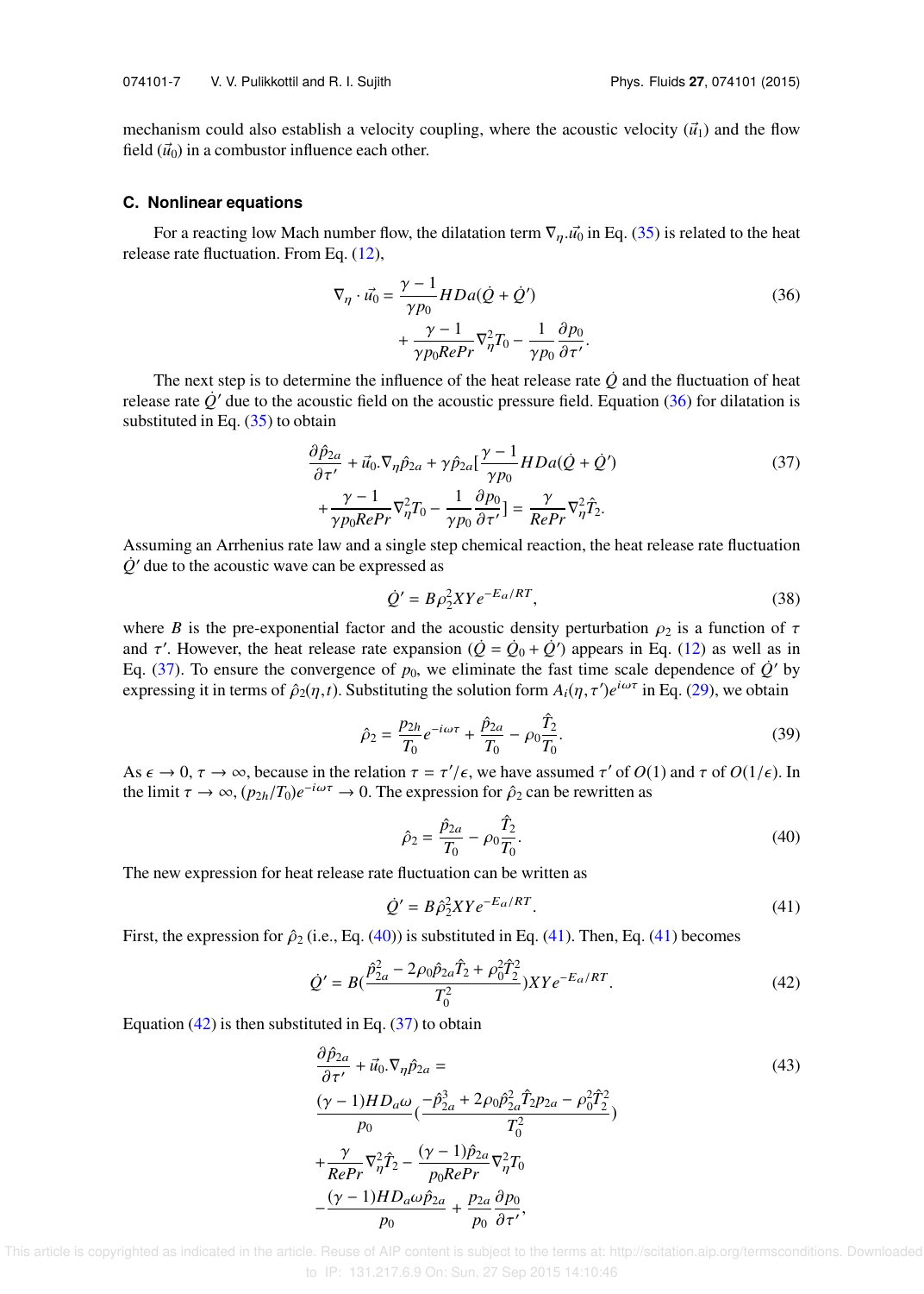mechanism could also establish a velocity coupling, where the acoustic velocity ($\vec{u}_1$) and the flow field ($\vec{u}_0$) in a combustor influence each other.

### C. Nonlinear equations

For a reacting low Mach number flow, the dilatation term $\nabla_\eta.\vec{u}_0$ in Eq. (35) is related to the heat release rate fluctuation. From Eq. (12),

$$\nabla_\eta \cdot \vec{u}_0 = \frac{\gamma - 1}{\gamma p_0} H Da(\dot{Q} + \dot{Q}') + \frac{\gamma - 1}{\gamma p_0 RePr} \nabla_\eta^2 T_0 - \frac{1}{\gamma p_0} \frac{\partial p_0}{\partial \tau'}. \tag{36}$$

The next step is to determine the influence of the heat release rate $\dot{Q}$ and the fluctuation of heat release rate $\dot{Q}'$ due to the acoustic field on the acoustic pressure field. Equation (36) for dilatation is substituted in Eq. (35) to obtain

$$\frac{\partial \hat{p}_{2a}}{\partial \tau'} + \vec{u}_0.\nabla_\eta \hat{p}_{2a} + \gamma \hat{p}_{2a}[\frac{\gamma - 1}{\gamma p_0} H Da(\dot{Q} + \dot{Q}') + \frac{\gamma - 1}{\gamma p_0 RePr} \nabla_\eta^2 T_0 - \frac{1}{\gamma p_0} \frac{\partial p_0}{\partial \tau'}] = \frac{\gamma}{RePr} \nabla_\eta^2 \hat{T}_2. \tag{37}$$

Assuming an Arrhenius rate law and a single step chemical reaction, the heat release rate fluctuation $\dot{Q}'$ due to the acoustic wave can be expressed as

$$\dot{Q}' = B\rho_2^2 XY e^{-E_a/RT}, \tag{38}$$

where $B$ is the pre-exponential factor and the acoustic density perturbation $\rho_2$ is a function of $\tau$ and $\tau'$. However, the heat release rate expansion ($\dot{Q} = \dot{Q}_0 + \dot{Q}'$) appears in Eq. (12) as well as in Eq. (37). To ensure the convergence of $p_0$, we eliminate the fast time scale dependence of $\dot{Q}'$ by expressing it in terms of $\hat{\rho}_2(\eta, t)$. Substituting the solution form $A_i(\eta, \tau')e^{i\omega\tau}$ in Eq. (29), we obtain

$$\hat{\rho}_2 = \frac{p_{2h}}{T_0} e^{-i\omega\tau} + \frac{\hat{p}_{2a}}{T_0} - \rho_0 \frac{\hat{T}_2}{T_0}. \tag{39}$$

As $\epsilon \to 0$, $\tau \to \infty$, because in the relation $\tau = \tau'/\epsilon$, we have assumed $\tau'$ of $O(1)$ and $\tau$ of $O(1/\epsilon)$. In the limit $\tau \to \infty$, $(p_{2h}/T_0)e^{-i\omega\tau} \to 0$. The expression for $\hat{\rho}_2$ can be rewritten as

$$\hat{\rho}_2 = \frac{\hat{p}_{2a}}{T_0} - \rho_0 \frac{\hat{T}_2}{T_0}. \tag{40}$$

The new expression for heat release rate fluctuation can be written as

$$\dot{Q}' = B\hat{\rho}_2^2 XY e^{-E_a/RT}. \tag{41}$$

First, the expression for $\hat{\rho}_2$ (i.e., Eq. (40)) is substituted in Eq. (41). Then, Eq. (41) becomes

$$\dot{Q}' = B(\frac{\hat{p}_{2a}^2 - 2\rho_0 \hat{p}_{2a} \hat{T}_2 + \rho_0^2 \hat{T}_2^2}{T_0^2}) XY e^{-E_a/RT}. \tag{42}$$

Equation (42) is then substituted in Eq. (37) to obtain

$$\frac{\partial \hat{p}_{2a}}{\partial \tau'} + \vec{u}_0.\nabla_\eta \hat{p}_{2a} = \frac{(\gamma - 1) H D_a \omega}{p_0} (\frac{-\hat{p}_{2a}^3 + 2\rho_0 \hat{p}_{2a}^2 \hat{T}_2 p_{2a} - \rho_0^2 \hat{T}_2^2}{T_0^2}) + \frac{\gamma}{RePr} \nabla_\eta^2 \hat{T}_2 - \frac{(\gamma - 1)\hat{p}_{2a}}{p_0 RePr} \nabla_\eta^2 T_0 - \frac{(\gamma - 1) H D_a \omega \hat{p}_{2a}}{p_0} + \frac{p_{2a}}{p_0} \frac{\partial p_0}{\partial \tau'}, \tag{43}$$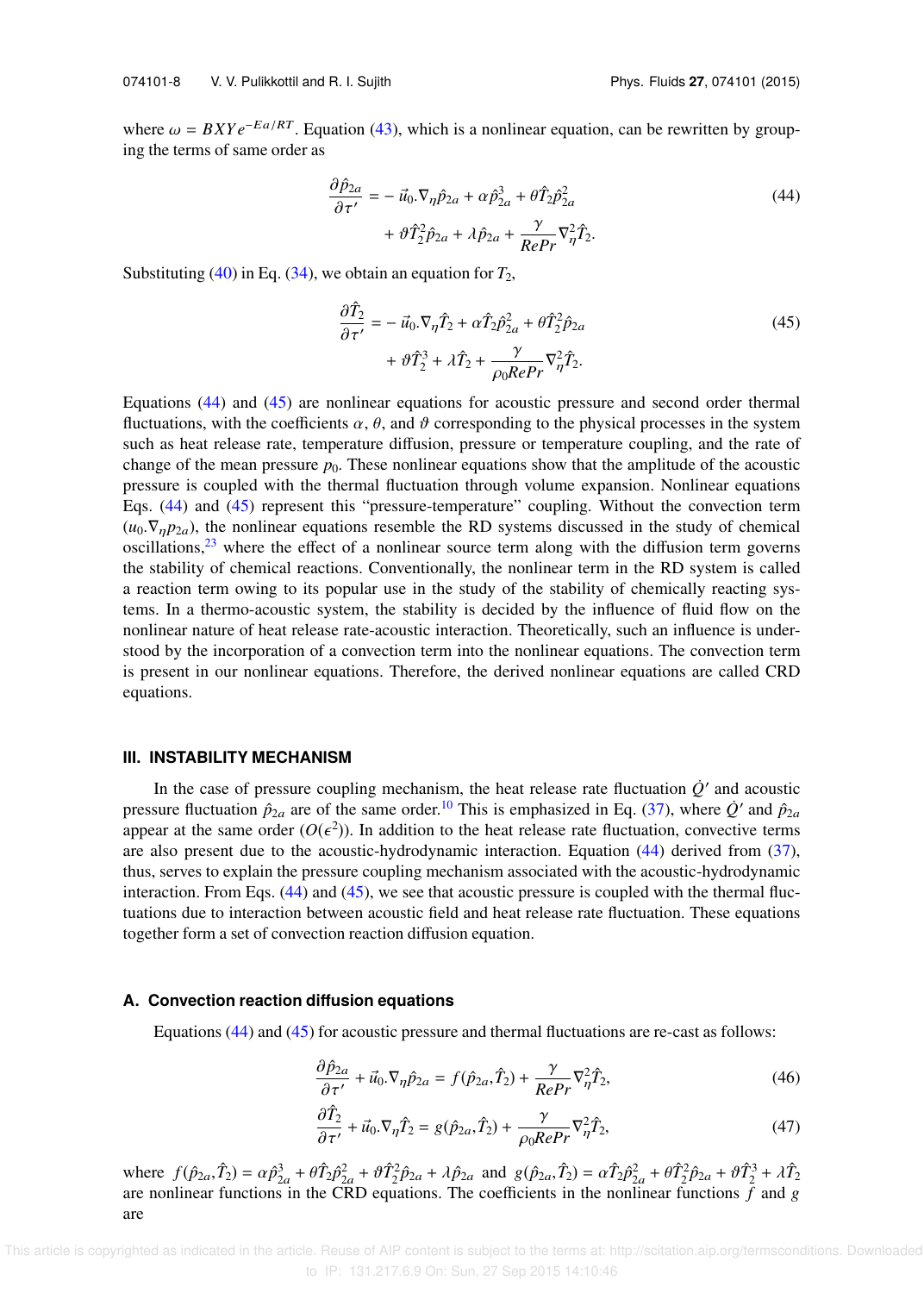where $\omega = BXYe^{-Ea/RT}$. Equation (43), which is a nonlinear equation, can be rewritten by grouping the terms of same order as

$$\frac{\partial \hat{p}_{2a}}{\partial \tau'} = -\vec{u}_0.\nabla_\eta \hat{p}_{2a} + \alpha \hat{p}_{2a}^3 + \theta \hat{T}_2 \hat{p}_{2a}^2 + \vartheta \hat{T}_2^2 \hat{p}_{2a} + \lambda \hat{p}_{2a} + \frac{\gamma}{RePr}\nabla_\eta^2 \hat{T}_2. \tag{44}$$

Substituting (40) in Eq. (34), we obtain an equation for $T_2$,

$$\frac{\partial \hat{T}_2}{\partial \tau'} = -\vec{u}_0.\nabla_\eta \hat{T}_2 + \alpha \hat{T}_2 \hat{p}_{2a}^2 + \theta \hat{T}_2^2 \hat{p}_{2a} + \vartheta \hat{T}_2^3 + \lambda \hat{T}_2 + \frac{\gamma}{\rho_0 RePr}\nabla_\eta^2 \hat{T}_2. \tag{45}$$

Equations (44) and (45) are nonlinear equations for acoustic pressure and second order thermal fluctuations, with the coefficients $\alpha$, $\theta$, and $\vartheta$ corresponding to the physical processes in the system such as heat release rate, temperature diffusion, pressure or temperature coupling, and the rate of change of the mean pressure $p_0$. These nonlinear equations show that the amplitude of the acoustic pressure is coupled with the thermal fluctuation through volume expansion. Nonlinear equations Eqs. (44) and (45) represent this "pressure-temperature" coupling. Without the convection term ($u_0.\nabla_\eta p_{2a}$), the nonlinear equations resemble the RD systems discussed in the study of chemical oscillations,[23] where the effect of a nonlinear source term along with the diffusion term governs the stability of chemical reactions. Conventionally, the nonlinear term in the RD system is called a reaction term owing to its popular use in the study of the stability of chemically reacting systems. In a thermo-acoustic system, the stability is decided by the influence of fluid flow on the nonlinear nature of heat release rate-acoustic interaction. Theoretically, such an influence is understood by the incorporation of a convection term into the nonlinear equations. The convection term is present in our nonlinear equations. Therefore, the derived nonlinear equations are called CRD equations.

## III. INSTABILITY MECHANISM

In the case of pressure coupling mechanism, the heat release rate fluctuation $\dot{Q}'$ and acoustic pressure fluctuation $\hat{p}_{2a}$ are of the same order.[10] This is emphasized in Eq. (37), where $\dot{Q}'$ and $\hat{p}_{2a}$ appear at the same order ($O(\epsilon^2)$). In addition to the heat release rate fluctuation, convective terms are also present due to the acoustic-hydrodynamic interaction. Equation (44) derived from (37), thus, serves to explain the pressure coupling mechanism associated with the acoustic-hydrodynamic interaction. From Eqs. (44) and (45), we see that acoustic pressure is coupled with the thermal fluctuations due to interaction between acoustic field and heat release rate fluctuation. These equations together form a set of convection reaction diffusion equation.

### A. Convection reaction diffusion equations

Equations (44) and (45) for acoustic pressure and thermal fluctuations are re-cast as follows:

$$\frac{\partial \hat{p}_{2a}}{\partial \tau'} + \vec{u}_0.\nabla_\eta \hat{p}_{2a} = f(\hat{p}_{2a}, \hat{T}_2) + \frac{\gamma}{RePr}\nabla_\eta^2 \hat{T}_2, \tag{46}$$

$$\frac{\partial \hat{T}_2}{\partial \tau'} + \vec{u}_0.\nabla_\eta \hat{T}_2 = g(\hat{p}_{2a}, \hat{T}_2) + \frac{\gamma}{\rho_0 RePr}\nabla_\eta^2 \hat{T}_2, \tag{47}$$

where $f(\hat{p}_{2a}, \hat{T}_2) = \alpha \hat{p}_{2a}^3 + \theta \hat{T}_2 \hat{p}_{2a}^2 + \vartheta \hat{T}_2^2 \hat{p}_{2a} + \lambda \hat{p}_{2a}$ and $g(\hat{p}_{2a}, \hat{T}_2) = \alpha \hat{T}_2 \hat{p}_{2a}^2 + \theta \hat{T}_2^2 \hat{p}_{2a} + \vartheta \hat{T}_2^3 + \lambda \hat{T}_2$ are nonlinear functions in the CRD equations. The coefficients in the nonlinear functions $f$ and $g$ are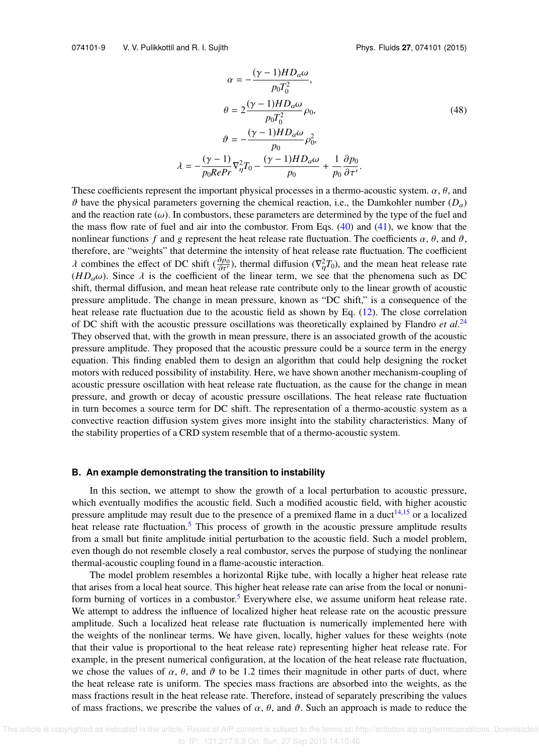$$
\begin{aligned}
\alpha &= -\frac{(\gamma - 1)HD_a\omega}{p_0 T_0^2}, \\
\theta &= 2\frac{(\gamma - 1)HD_a\omega}{p_0 T_0^2}\rho_0, \\
\vartheta &= -\frac{(\gamma - 1)HD_a\omega}{p_0}\rho_0^2, \\
\lambda &= -\frac{(\gamma - 1)}{p_0 RePr}\nabla_\eta^2 T_0 - \frac{(\gamma - 1)HD_a\omega}{p_0} + \frac{1}{p_0}\frac{\partial p_0}{\partial \tau'}.
\end{aligned}
\tag{48}
$$

These coefficients represent the important physical processes in a thermo-acoustic system. $\alpha$, $\theta$, and $\vartheta$ have the physical parameters governing the chemical reaction, i.e., the Damkohler number ($D_a$) and the reaction rate ($\omega$). In combustors, these parameters are determined by the type of the fuel and the mass flow rate of fuel and air into the combustor. From Eqs. (40) and (41), we know that the nonlinear functions $f$ and $g$ represent the heat release rate fluctuation. The coefficients $\alpha$, $\theta$, and $\vartheta$, therefore, are "weights" that determine the intensity of heat release rate fluctuation. The coefficient $\lambda$ combines the effect of DC shift ($\frac{\partial p_0}{\partial \tau'}$), thermal diffusion ($\nabla_\eta^2 T_0$), and the mean heat release rate ($HD_a\omega$). Since $\lambda$ is the coefficient of the linear term, we see that the phenomena such as DC shift, thermal diffusion, and mean heat release rate contribute only to the linear growth of acoustic pressure amplitude. The change in mean pressure, known as "DC shift," is a consequence of the heat release rate fluctuation due to the acoustic field as shown by Eq. (12). The close correlation of DC shift with the acoustic pressure oscillations was theoretically explained by Flandro *et al.*[24] They observed that, with the growth in mean pressure, there is an associated growth of the acoustic pressure amplitude. They proposed that the acoustic pressure could be a source term in the energy equation. This finding enabled them to design an algorithm that could help designing the rocket motors with reduced possibility of instability. Here, we have shown another mechanism-coupling of acoustic pressure oscillation with heat release rate fluctuation, as the cause for the change in mean pressure, and growth or decay of acoustic pressure oscillations. The heat release rate fluctuation in turn becomes a source term for DC shift. The representation of a thermo-acoustic system as a convective reaction diffusion system gives more insight into the stability characteristics. Many of the stability properties of a CRD system resemble that of a thermo-acoustic system.

### B. An example demonstrating the transition to instability

In this section, we attempt to show the growth of a local perturbation to acoustic pressure, which eventually modifies the acoustic field. Such a modified acoustic field, with higher acoustic pressure amplitude may result due to the presence of a premixed flame in a duct[14,15] or a localized heat release rate fluctuation.[5] This process of growth in the acoustic pressure amplitude results from a small but finite amplitude initial perturbation to the acoustic field. Such a model problem, even though do not resemble closely a real combustor, serves the purpose of studying the nonlinear thermal-acoustic coupling found in a flame-acoustic interaction.

The model problem resembles a horizontal Rijke tube, with locally a higher heat release rate that arises from a local heat source. This higher heat release rate can arise from the local or nonuniform burning of vortices in a combustor.[5] Everywhere else, we assume uniform heat release rate. We attempt to address the influence of localized higher heat release rate on the acoustic pressure amplitude. Such a localized heat release rate fluctuation is numerically implemented here with the weights of the nonlinear terms. We have given, locally, higher values for these weights (note that their value is proportional to the heat release rate) representing higher heat release rate. For example, in the present numerical configuration, at the location of the heat release rate fluctuation, we chose the values of $\alpha$, $\theta$, and $\vartheta$ to be 1.2 times their magnitude in other parts of duct, where the heat release rate is uniform. The species mass fractions are absorbed into the weights, as the mass fractions result in the heat release rate. Therefore, instead of separately prescribing the values of mass fractions, we prescribe the values of $\alpha$, $\theta$, and $\vartheta$. Such an approach is made to reduce the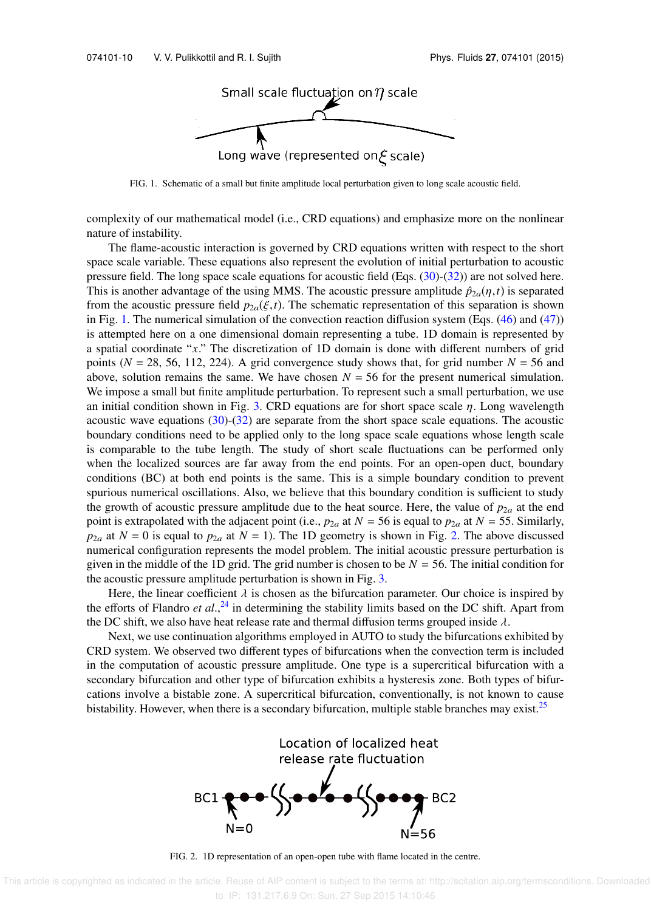FIG. 1. Schematic of a small but finite amplitude local perturbation given to long scale acoustic field.

complexity of our mathematical model (i.e., CRD equations) and emphasize more on the nonlinear nature of instability.

The flame-acoustic interaction is governed by CRD equations written with respect to the short space scale variable. These equations also represent the evolution of initial perturbation to acoustic pressure field. The long space scale equations for acoustic field (Eqs. (30)-(32)) are not solved here. This is another advantage of the using MMS. The acoustic pressure amplitude $\hat{p}_{2a}(\eta,t)$ is separated from the acoustic pressure field $p_{2a}(\xi,t)$. The schematic representation of this separation is shown in Fig. 1. The numerical simulation of the convection reaction diffusion system (Eqs. (46) and (47)) is attempted here on a one dimensional domain representing a tube. 1D domain is represented by a spatial coordinate "$x$." The discretization of 1D domain is done with different numbers of grid points ($N = 28$, 56, 112, 224). A grid convergence study shows that, for grid number $N = 56$ and above, solution remains the same. We have chosen $N = 56$ for the present numerical simulation. We impose a small but finite amplitude perturbation. To represent such a small perturbation, we use an initial condition shown in Fig. 3. CRD equations are for short space scale $\eta$. Long wavelength acoustic wave equations (30)-(32) are separate from the short space scale equations. The acoustic boundary conditions need to be applied only to the long space scale equations whose length scale is comparable to the tube length. The study of short scale fluctuations can be performed only when the localized sources are far away from the end points. For an open-open duct, boundary conditions (BC) at both end points is the same. This is a simple boundary condition to prevent spurious numerical oscillations. Also, we believe that this boundary condition is sufficient to study the growth of acoustic pressure amplitude due to the heat source. Here, the value of $p_{2a}$ at the end point is extrapolated with the adjacent point (i.e., $p_{2a}$ at $N = 56$ is equal to $p_{2a}$ at $N = 55$. Similarly, $p_{2a}$ at $N = 0$ is equal to $p_{2a}$ at $N = 1$). The 1D geometry is shown in Fig. 2. The above discussed numerical configuration represents the model problem. The initial acoustic pressure perturbation is given in the middle of the 1D grid. The grid number is chosen to be $N = 56$. The initial condition for the acoustic pressure amplitude perturbation is shown in Fig. 3.

Here, the linear coefficient $\lambda$ is chosen as the bifurcation parameter. Our choice is inspired by the efforts of Flandro *et al.*,[24] in determining the stability limits based on the DC shift. Apart from the DC shift, we also have heat release rate and thermal diffusion terms grouped inside $\lambda$.

Next, we use continuation algorithms employed in AUTO to study the bifurcations exhibited by CRD system. We observed two different types of bifurcations when the convection term is included in the computation of acoustic pressure amplitude. One type is a supercritical bifurcation with a secondary bifurcation and other type of bifurcation exhibits a hysteresis zone. Both types of bifurcations involve a bistable zone. A supercritical bifurcation, conventionally, is not known to cause bistability. However, when there is a secondary bifurcation, multiple stable branches may exist.[25]

FIG. 2. 1D representation of an open-open tube with flame located in the centre.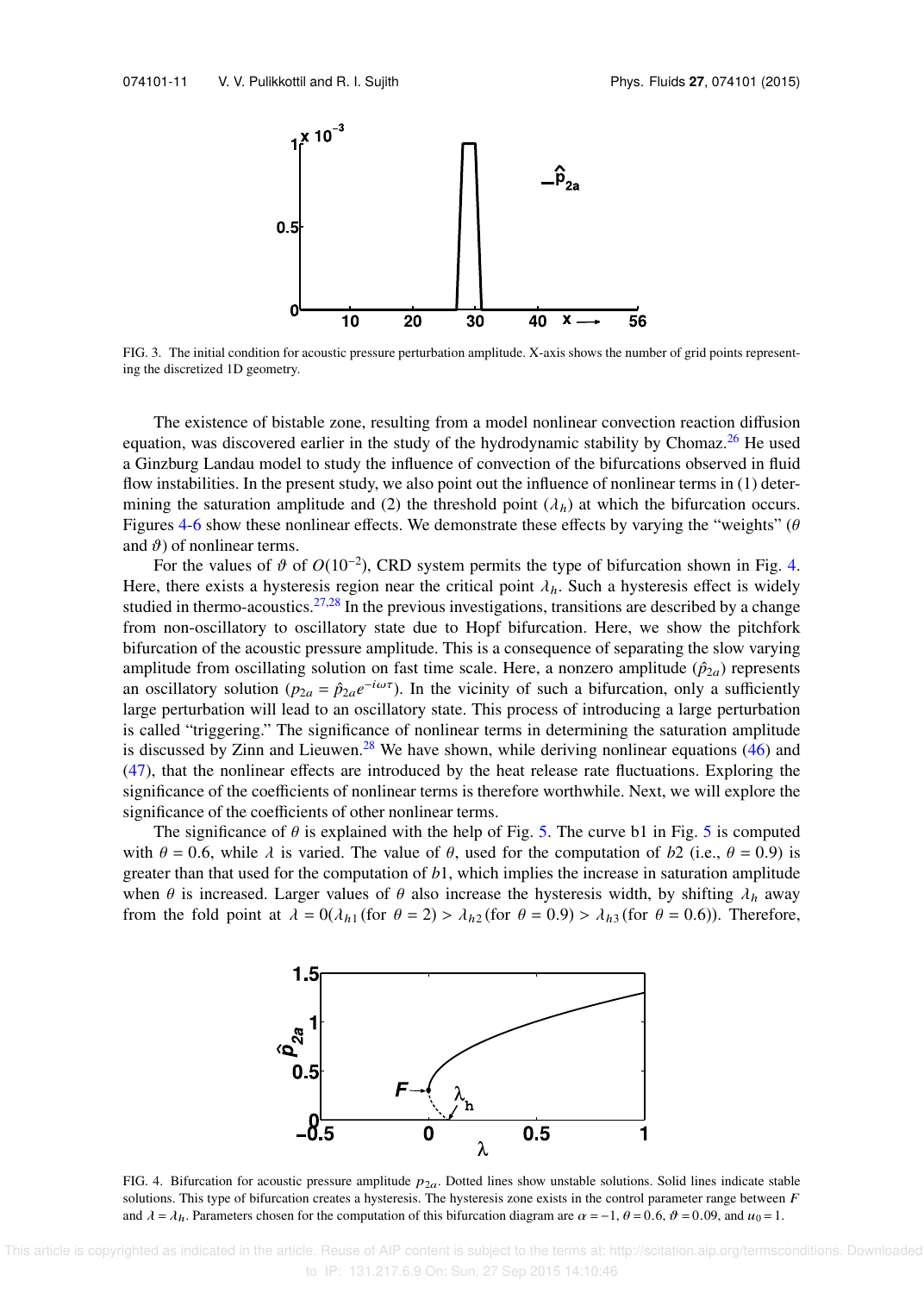FIG. 3. The initial condition for acoustic pressure perturbation amplitude. X-axis shows the number of grid points representing the discretized 1D geometry.

The existence of bistable zone, resulting from a model nonlinear convection reaction diffusion equation, was discovered earlier in the study of the hydrodynamic stability by Chomaz.[26] He used a Ginzburg Landau model to study the influence of convection of the bifurcations observed in fluid flow instabilities. In the present study, we also point out the influence of nonlinear terms in (1) determining the saturation amplitude and (2) the threshold point ($\lambda_h$) at which the bifurcation occurs. Figures 4-6 show these nonlinear effects. We demonstrate these effects by varying the "weights" ($\theta$ and $\vartheta$) of nonlinear terms.

For the values of $\vartheta$ of $O(10^{-2})$, CRD system permits the type of bifurcation shown in Fig. 4. Here, there exists a hysteresis region near the critical point $\lambda_h$. Such a hysteresis effect is widely studied in thermo-acoustics.[27,28] In the previous investigations, transitions are described by a change from non-oscillatory to oscillatory state due to Hopf bifurcation. Here, we show the pitchfork bifurcation of the acoustic pressure amplitude. This is a consequence of separating the slow varying amplitude from oscillating solution on fast time scale. Here, a nonzero amplitude ($\hat{p}_{2a}$) represents an oscillatory solution ($p_{2a} = \hat{p}_{2a}e^{-i\omega\tau}$). In the vicinity of such a bifurcation, only a sufficiently large perturbation will lead to an oscillatory state. This process of introducing a large perturbation is called "triggering." The significance of nonlinear terms in determining the saturation amplitude is discussed by Zinn and Lieuwen.[28] We have shown, while deriving nonlinear equations (46) and (47), that the nonlinear effects are introduced by the heat release rate fluctuations. Exploring the significance of the coefficients of nonlinear terms is therefore worthwhile. Next, we will explore the significance of the coefficients of other nonlinear terms.

The significance of $\theta$ is explained with the help of Fig. 5. The curve b1 in Fig. 5 is computed with $\theta = 0.6$, while $\lambda$ is varied. The value of $\theta$, used for the computation of $b2$ (i.e., $\theta = 0.9$) is greater than that used for the computation of $b1$, which implies the increase in saturation amplitude when $\theta$ is increased. Larger values of $\theta$ also increase the hysteresis width, by shifting $\lambda_h$ away from the fold point at $\lambda = 0(\lambda_{h1}\,(\text{for } \theta = 2) > \lambda_{h2}\,(\text{for } \theta = 0.9) > \lambda_{h3}\,(\text{for } \theta = 0.6))$. Therefore,

FIG. 4. Bifurcation for acoustic pressure amplitude $p_{2a}$. Dotted lines show unstable solutions. Solid lines indicate stable solutions. This type of bifurcation creates a hysteresis. The hysteresis zone exists in the control parameter range between $F$ and $\lambda = \lambda_h$. Parameters chosen for the computation of this bifurcation diagram are $\alpha = -1$, $\theta = 0.6$, $\vartheta = 0.09$, and $u_0 = 1$.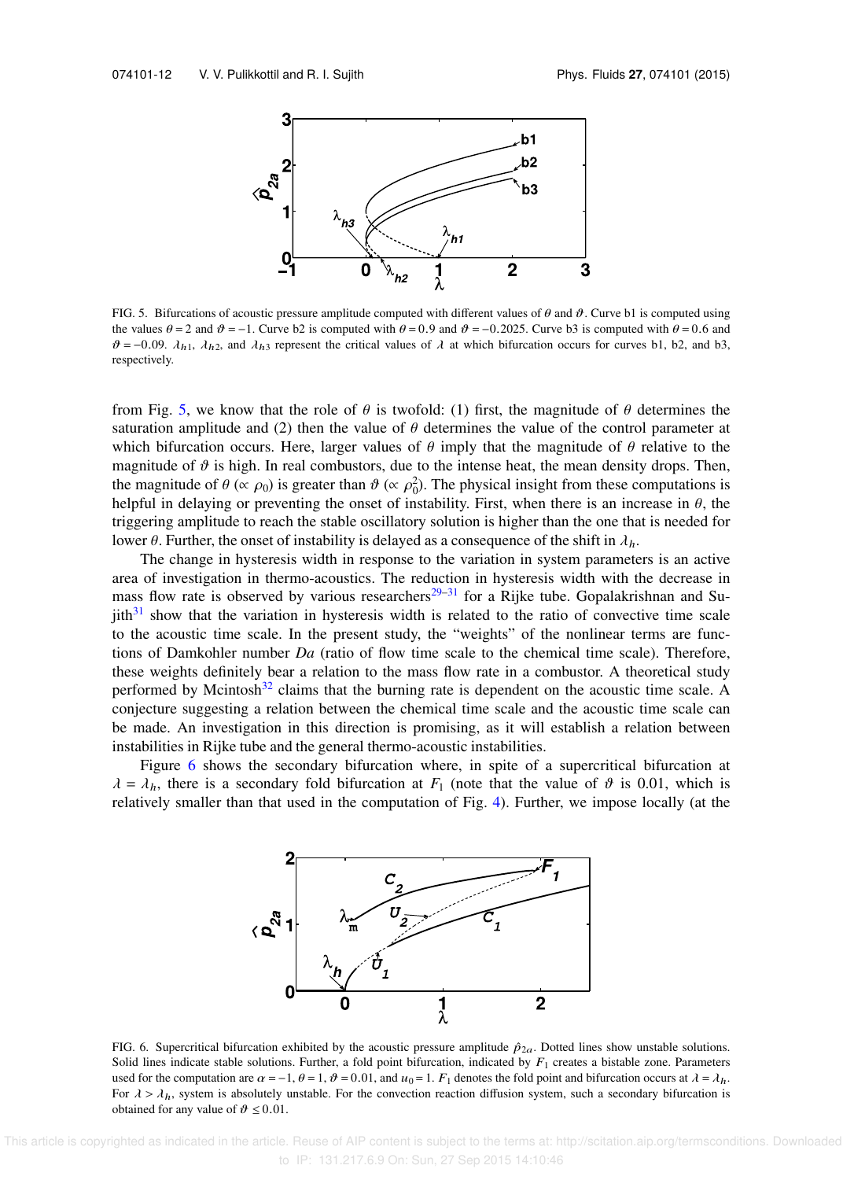FIG. 5. Bifurcations of acoustic pressure amplitude computed with different values of $\theta$ and $\vartheta$. Curve b1 is computed using the values $\theta = 2$ and $\vartheta = -1$. Curve b2 is computed with $\theta = 0.9$ and $\vartheta = -0.2025$. Curve b3 is computed with $\theta = 0.6$ and $\vartheta = -0.09$. $\lambda_{h1}$, $\lambda_{h2}$, and $\lambda_{h3}$ represent the critical values of $\lambda$ at which bifurcation occurs for curves b1, b2, and b3, respectively.

from Fig. 5, we know that the role of $\theta$ is twofold: (1) first, the magnitude of $\theta$ determines the saturation amplitude and (2) then the value of $\theta$ determines the value of the control parameter at which bifurcation occurs. Here, larger values of $\theta$ imply that the magnitude of $\theta$ relative to the magnitude of $\vartheta$ is high. In real combustors, due to the intense heat, the mean density drops. Then, the magnitude of $\theta$ ($\propto \rho_0$) is greater than $\vartheta$ ($\propto \rho_0^2$). The physical insight from these computations is helpful in delaying or preventing the onset of instability. First, when there is an increase in $\theta$, the triggering amplitude to reach the stable oscillatory solution is higher than the one that is needed for lower $\theta$. Further, the onset of instability is delayed as a consequence of the shift in $\lambda_h$.

The change in hysteresis width in response to the variation in system parameters is an active area of investigation in thermo-acoustics. The reduction in hysteresis width with the decrease in mass flow rate is observed by various researchers[29–31] for a Rijke tube. Gopalakrishnan and Sujith[31] show that the variation in hysteresis width is related to the ratio of convective time scale to the acoustic time scale. In the present study, the "weights" of the nonlinear terms are functions of Damkohler number *Da* (ratio of flow time scale to the chemical time scale). Therefore, these weights definitely bear a relation to the mass flow rate in a combustor. A theoretical study performed by Mcintosh[32] claims that the burning rate is dependent on the acoustic time scale. A conjecture suggesting a relation between the chemical time scale and the acoustic time scale can be made. An investigation in this direction is promising, as it will establish a relation between instabilities in Rijke tube and the general thermo-acoustic instabilities.

Figure 6 shows the secondary bifurcation where, in spite of a supercritical bifurcation at $\lambda = \lambda_h$, there is a secondary fold bifurcation at $F_1$ (note that the value of $\vartheta$ is 0.01, which is relatively smaller than that used in the computation of Fig. 4). Further, we impose locally (at the

FIG. 6. Supercritical bifurcation exhibited by the acoustic pressure amplitude $\hat{p}_{2a}$. Dotted lines show unstable solutions. Solid lines indicate stable solutions. Further, a fold point bifurcation, indicated by $F_1$ creates a bistable zone. Parameters used for the computation are $\alpha = -1$, $\theta = 1$, $\vartheta = 0.01$, and $u_0 = 1$. $F_1$ denotes the fold point and bifurcation occurs at $\lambda = \lambda_h$. For $\lambda > \lambda_h$, system is absolutely unstable. For the convection reaction diffusion system, such a secondary bifurcation is obtained for any value of $\vartheta \leq 0.01$.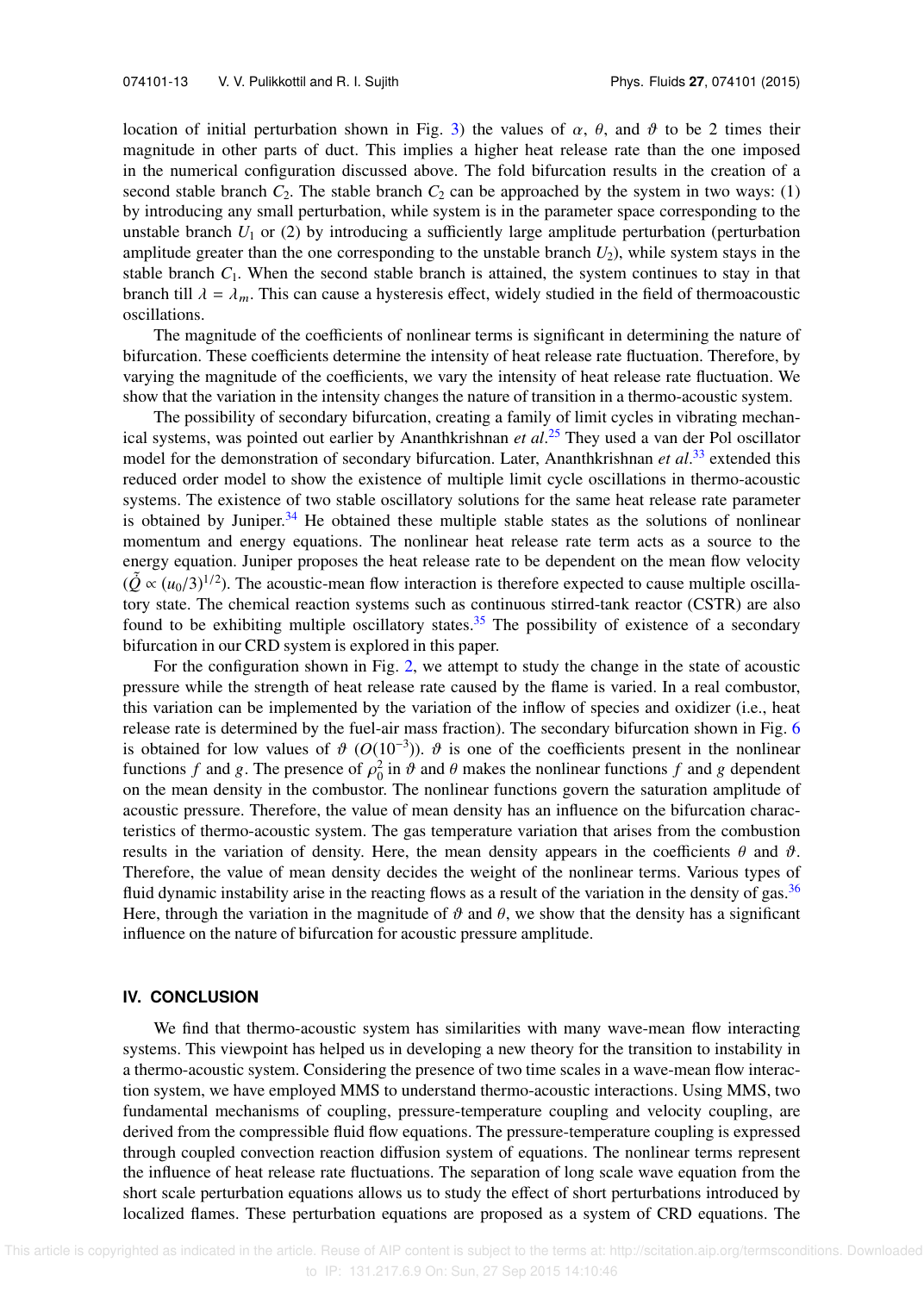location of initial perturbation shown in Fig. 3) the values of $\alpha$, $\theta$, and $\vartheta$ to be 2 times their magnitude in other parts of duct. This implies a higher heat release rate than the one imposed in the numerical configuration discussed above. The fold bifurcation results in the creation of a second stable branch $C_2$. The stable branch $C_2$ can be approached by the system in two ways: (1) by introducing any small perturbation, while system is in the parameter space corresponding to the unstable branch $U_1$ or (2) by introducing a sufficiently large amplitude perturbation (perturbation amplitude greater than the one corresponding to the unstable branch $U_2$), while system stays in the stable branch $C_1$. When the second stable branch is attained, the system continues to stay in that branch till $\lambda = \lambda_m$. This can cause a hysteresis effect, widely studied in the field of thermoacoustic oscillations.

The magnitude of the coefficients of nonlinear terms is significant in determining the nature of bifurcation. These coefficients determine the intensity of heat release rate fluctuation. Therefore, by varying the magnitude of the coefficients, we vary the intensity of heat release rate fluctuation. We show that the variation in the intensity changes the nature of transition in a thermo-acoustic system.

The possibility of secondary bifurcation, creating a family of limit cycles in vibrating mechanical systems, was pointed out earlier by Ananthkrishnan *et al.*[25] They used a van der Pol oscillator model for the demonstration of secondary bifurcation. Later, Ananthkrishnan *et al.*[33] extended this reduced order model to show the existence of multiple limit cycle oscillations in thermo-acoustic systems. The existence of two stable oscillatory solutions for the same heat release rate parameter is obtained by Juniper.[34] He obtained these multiple stable states as the solutions of nonlinear momentum and energy equations. The nonlinear heat release rate term acts as a source to the energy equation. Juniper proposes the heat release rate to be dependent on the mean flow velocity ($\tilde{\dot{Q}} \propto (u_0/3)^{1/2}$). The acoustic-mean flow interaction is therefore expected to cause multiple oscillatory state. The chemical reaction systems such as continuous stirred-tank reactor (CSTR) are also found to be exhibiting multiple oscillatory states.[35] The possibility of existence of a secondary bifurcation in our CRD system is explored in this paper.

For the configuration shown in Fig. 2, we attempt to study the change in the state of acoustic pressure while the strength of heat release rate caused by the flame is varied. In a real combustor, this variation can be implemented by the variation of the inflow of species and oxidizer (i.e., heat release rate is determined by the fuel-air mass fraction). The secondary bifurcation shown in Fig. 6 is obtained for low values of $\vartheta$ ($O(10^{-3})$). $\vartheta$ is one of the coefficients present in the nonlinear functions $f$ and $g$. The presence of $\rho_0^2$ in $\vartheta$ and $\theta$ makes the nonlinear functions $f$ and $g$ dependent on the mean density in the combustor. The nonlinear functions govern the saturation amplitude of acoustic pressure. Therefore, the value of mean density has an influence on the bifurcation characteristics of thermo-acoustic system. The gas temperature variation that arises from the combustion results in the variation of density. Here, the mean density appears in the coefficients $\theta$ and $\vartheta$. Therefore, the value of mean density decides the weight of the nonlinear terms. Various types of fluid dynamic instability arise in the reacting flows as a result of the variation in the density of gas.[36] Here, through the variation in the magnitude of $\vartheta$ and $\theta$, we show that the density has a significant influence on the nature of bifurcation for acoustic pressure amplitude.

## IV. CONCLUSION

We find that thermo-acoustic system has similarities with many wave-mean flow interacting systems. This viewpoint has helped us in developing a new theory for the transition to instability in a thermo-acoustic system. Considering the presence of two time scales in a wave-mean flow interaction system, we have employed MMS to understand thermo-acoustic interactions. Using MMS, two fundamental mechanisms of coupling, pressure-temperature coupling and velocity coupling, are derived from the compressible fluid flow equations. The pressure-temperature coupling is expressed through coupled convection reaction diffusion system of equations. The nonlinear terms represent the influence of heat release rate fluctuations. The separation of long scale wave equation from the short scale perturbation equations allows us to study the effect of short perturbations introduced by localized flames. These perturbation equations are proposed as a system of CRD equations. The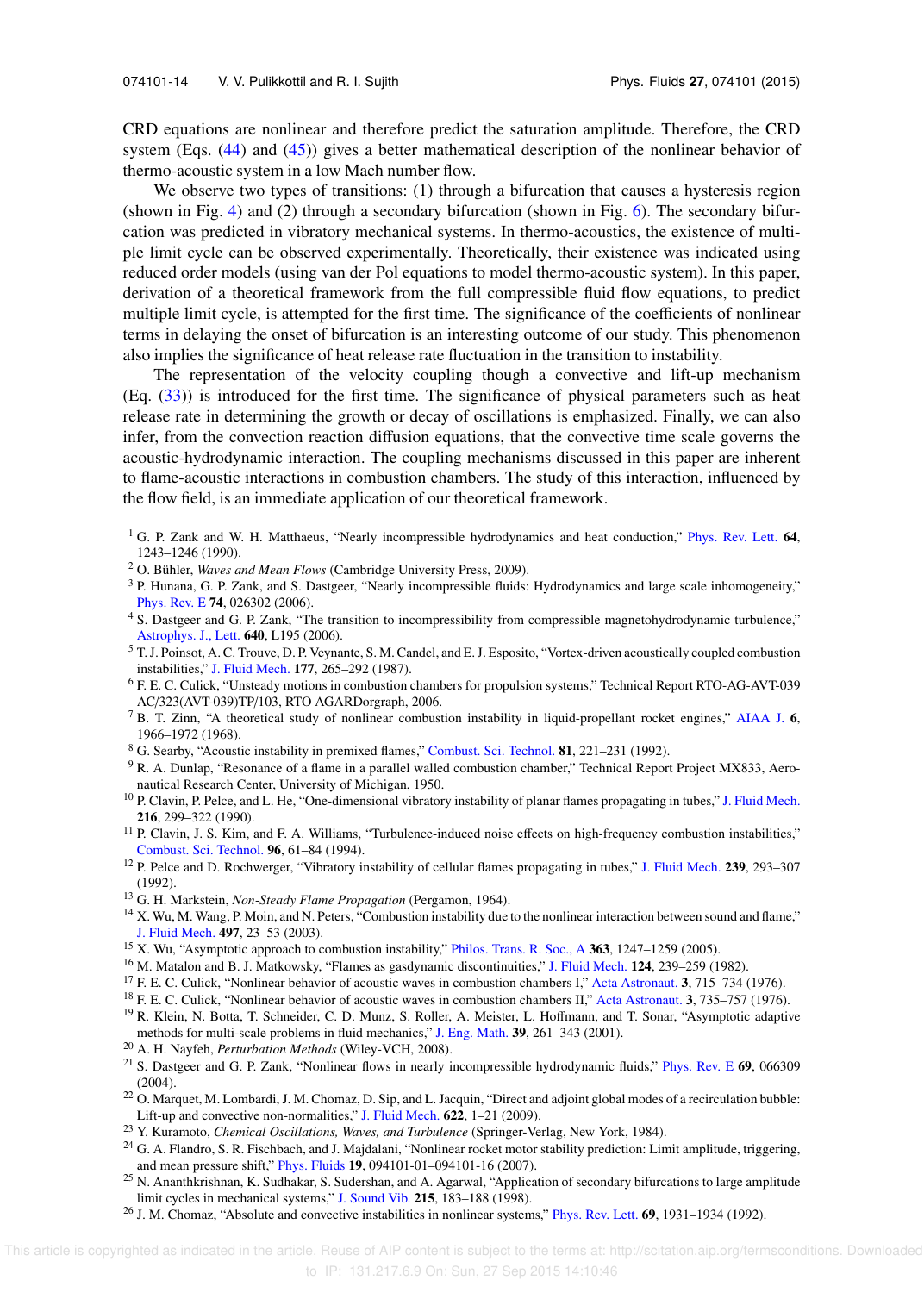CRD equations are nonlinear and therefore predict the saturation amplitude. Therefore, the CRD system (Eqs. (44) and (45)) gives a better mathematical description of the nonlinear behavior of thermo-acoustic system in a low Mach number flow.

We observe two types of transitions: (1) through a bifurcation that causes a hysteresis region (shown in Fig. 4) and (2) through a secondary bifurcation (shown in Fig. 6). The secondary bifurcation was predicted in vibratory mechanical systems. In thermo-acoustics, the existence of multiple limit cycle can be observed experimentally. Theoretically, their existence was indicated using reduced order models (using van der Pol equations to model thermo-acoustic system). In this paper, derivation of a theoretical framework from the full compressible fluid flow equations, to predict multiple limit cycle, is attempted for the first time. The significance of the coefficients of nonlinear terms in delaying the onset of bifurcation is an interesting outcome of our study. This phenomenon also implies the significance of heat release rate fluctuation in the transition to instability.

The representation of the velocity coupling though a convective and lift-up mechanism (Eq. (33)) is introduced for the first time. The significance of physical parameters such as heat release rate in determining the growth or decay of oscillations is emphasized. Finally, we can also infer, from the convection reaction diffusion equations, that the convective time scale governs the acoustic-hydrodynamic interaction. The coupling mechanisms discussed in this paper are inherent to flame-acoustic interactions in combustion chambers. The study of this interaction, influenced by the flow field, is an immediate application of our theoretical framework.

[1] G. P. Zank and W. H. Matthaeus, "Nearly incompressible hydrodynamics and heat conduction," Phys. Rev. Lett. **64**, 1243–1246 (1990).
[2] O. Bühler, *Waves and Mean Flows* (Cambridge University Press, 2009).
[3] P. Hunana, G. P. Zank, and S. Dastgeer, "Nearly incompressible fluids: Hydrodynamics and large scale inhomogeneity," Phys. Rev. E **74**, 026302 (2006).
[4] S. Dastgeer and G. P. Zank, "The transition to incompressibility from compressible magnetohydrodynamic turbulence," Astrophys. J., Lett. **640**, L195 (2006).
[5] T. J. Poinsot, A. C. Trouve, D. P. Veynante, S. M. Candel, and E. J. Esposito, "Vortex-driven acoustically coupled combustion instabilities," J. Fluid Mech. **177**, 265–292 (1987).
[6] F. E. C. Culick, "Unsteady motions in combustion chambers for propulsion systems," Technical Report RTO-AG-AVT-039 AC/323(AVT-039)TP/103, RTO AGARDograph, 2006.
[7] B. T. Zinn, "A theoretical study of nonlinear combustion instability in liquid-propellant rocket engines," AIAA J. **6**, 1966–1972 (1968).
[8] G. Searby, "Acoustic instability in premixed flames," Combust. Sci. Technol. **81**, 221–231 (1992).
[9] R. A. Dunlap, "Resonance of a flame in a parallel walled combustion chamber," Technical Report Project MX833, Aeronautical Research Center, University of Michigan, 1950.
[10] P. Clavin, P. Pelce, and L. He, "One-dimensional vibratory instability of planar flames propagating in tubes," J. Fluid Mech. **216**, 299–322 (1990).
[11] P. Clavin, J. S. Kim, and F. A. Williams, "Turbulence-induced noise effects on high-frequency combustion instabilities," Combust. Sci. Technol. **96**, 61–84 (1994).
[12] P. Pelce and D. Rochwerger, "Vibratory instability of cellular flames propagating in tubes," J. Fluid Mech. **239**, 293–307 (1992).
[13] G. H. Markstein, *Non-Steady Flame Propagation* (Pergamon, 1964).
[14] X. Wu, M. Wang, P. Moin, and N. Peters, "Combustion instability due to the nonlinear interaction between sound and flame," J. Fluid Mech. **497**, 23–53 (2003).
[15] X. Wu, "Asymptotic approach to combustion instability," Philos. Trans. R. Soc., A **363**, 1247–1259 (2005).
[16] M. Matalon and B. J. Matkowsky, "Flames as gasdynamic discontinuities," J. Fluid Mech. **124**, 239–259 (1982).
[17] F. E. C. Culick, "Nonlinear behavior of acoustic waves in combustion chambers I," Acta Astronaut. **3**, 715–734 (1976).
[18] F. E. C. Culick, "Nonlinear behavior of acoustic waves in combustion chambers II," Acta Astronaut. **3**, 735–757 (1976).
[19] R. Klein, N. Botta, T. Schneider, C. D. Munz, S. Roller, A. Meister, L. Hoffmann, and T. Sonar, "Asymptotic adaptive methods for multi-scale problems in fluid mechanics," J. Eng. Math. **39**, 261–343 (2001).
[20] A. H. Nayfeh, *Perturbation Methods* (Wiley-VCH, 2008).
[21] S. Dastgeer and G. P. Zank, "Nonlinear flows in nearly incompressible hydrodynamic fluids," Phys. Rev. E **69**, 066309 (2004).
[22] O. Marquet, M. Lombardi, J. M. Chomaz, D. Sip, and L. Jacquin, "Direct and adjoint global modes of a recirculation bubble: Lift-up and convective non-normalities," J. Fluid Mech. **622**, 1–21 (2009).
[23] Y. Kuramoto, *Chemical Oscillations, Waves, and Turbulence* (Springer-Verlag, New York, 1984).
[24] G. A. Flandro, S. R. Fischbach, and J. Majdalani, "Nonlinear rocket motor stability prediction: Limit amplitude, triggering, and mean pressure shift," Phys. Fluids **19**, 094101-01–094101-16 (2007).
[25] N. Ananthkrishnan, K. Sudhakar, S. Sudershan, and A. Agarwal, "Application of secondary bifurcations to large amplitude limit cycles in mechanical systems," J. Sound Vib. **215**, 183–188 (1998).
[26] J. M. Chomaz, "Absolute and convective instabilities in nonlinear systems," Phys. Rev. Lett. **69**, 1931–1934 (1992).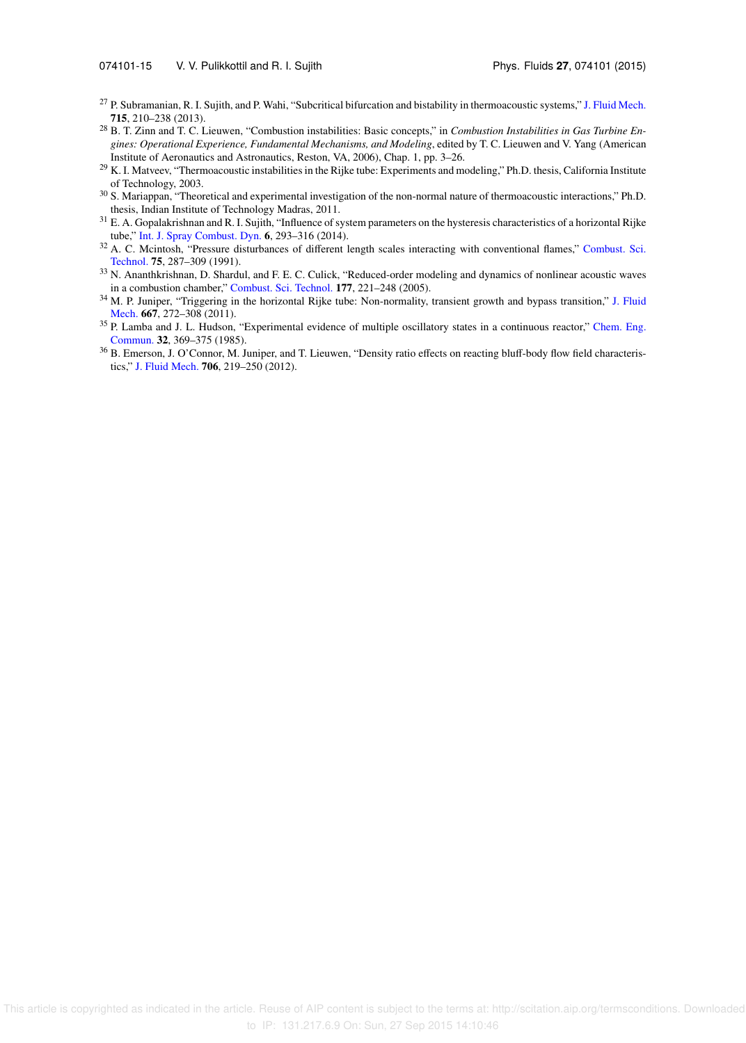[27] P. Subramanian, R. I. Sujith, and P. Wahi, "Subcritical bifurcation and bistability in thermoacoustic systems," J. Fluid Mech. **715**, 210–238 (2013).

[28] B. T. Zinn and T. C. Lieuwen, "Combustion instabilities: Basic concepts," in *Combustion Instabilities in Gas Turbine Engines: Operational Experience, Fundamental Mechanisms, and Modeling*, edited by T. C. Lieuwen and V. Yang (American Institute of Aeronautics and Astronautics, Reston, VA, 2006), Chap. 1, pp. 3–26.

[29] K. I. Matveev, "Thermoacoustic instabilities in the Rijke tube: Experiments and modeling," Ph.D. thesis, California Institute of Technology, 2003.

[30] S. Mariappan, "Theoretical and experimental investigation of the non-normal nature of thermoacoustic interactions," Ph.D. thesis, Indian Institute of Technology Madras, 2011.

[31] E. A. Gopalakrishnan and R. I. Sujith, "Influence of system parameters on the hysteresis characteristics of a horizontal Rijke tube," Int. J. Spray Combust. Dyn. **6**, 293–316 (2014).

[32] A. C. Mcintosh, "Pressure disturbances of different length scales interacting with conventional flames," Combust. Sci. Technol. **75**, 287–309 (1991).

[33] N. Ananthkrishnan, D. Shardul, and F. E. C. Culick, "Reduced-order modeling and dynamics of nonlinear acoustic waves in a combustion chamber," Combust. Sci. Technol. **177**, 221–248 (2005).

[34] M. P. Juniper, "Triggering in the horizontal Rijke tube: Non-normality, transient growth and bypass transition," J. Fluid Mech. **667**, 272–308 (2011).

[35] P. Lamba and J. L. Hudson, "Experimental evidence of multiple oscillatory states in a continuous reactor," Chem. Eng. Commun. **32**, 369–375 (1985).

[36] B. Emerson, J. O'Connor, M. Juniper, and T. Lieuwen, "Density ratio effects on reacting bluff-body flow field characteristics," J. Fluid Mech. **706**, 219–250 (2012).